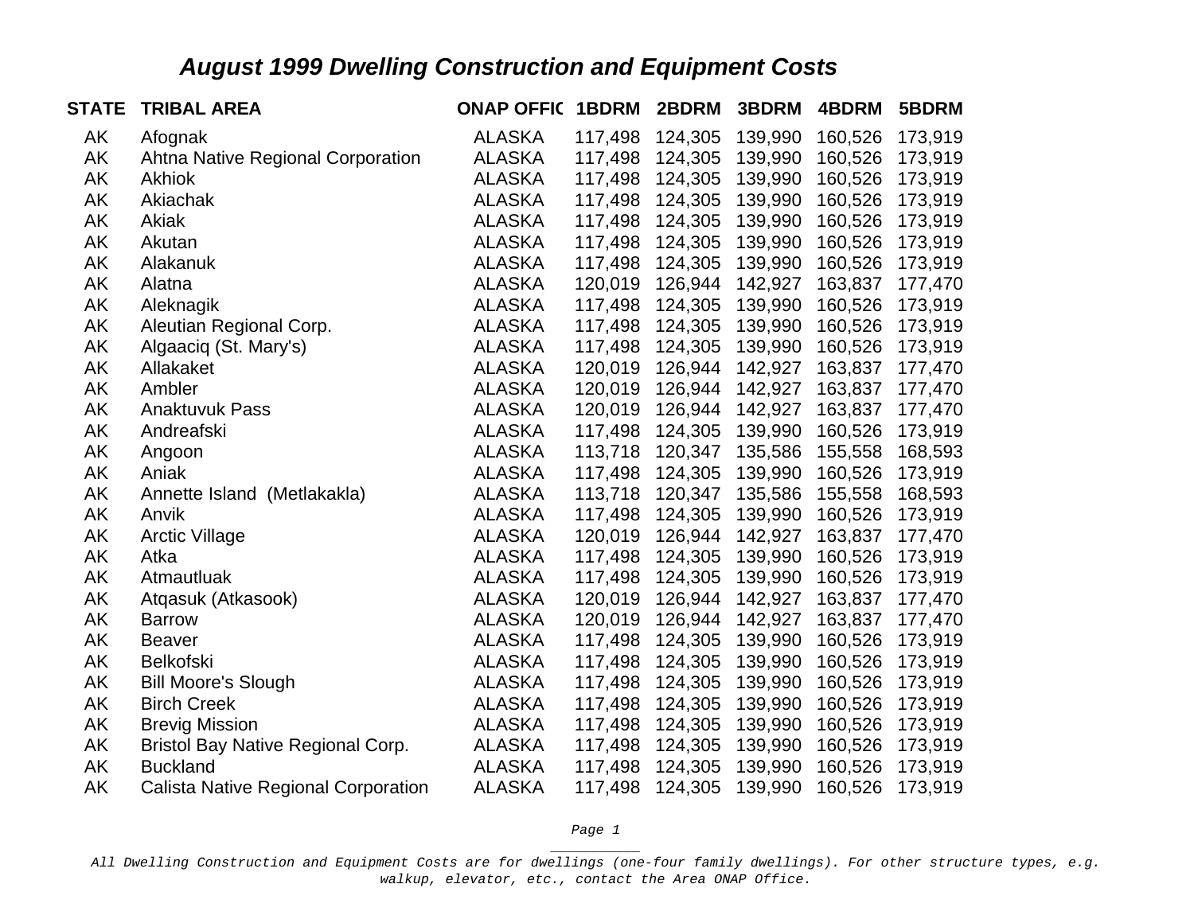## *August 1999 Dwelling Construction and Equipment Costs*

| STATE | TRIBAL AREA | ONAP OFFIC | 1BDRM | 2BDRM | 3BDRM | 4BDRM | 5BDRM |
|---|---|---|---|---|---|---|---|
| AK | Afognak | ALASKA | 117,498 | 124,305 | 139,990 | 160,526 | 173,919 |
| AK | Ahtna Native Regional Corporation | ALASKA | 117,498 | 124,305 | 139,990 | 160,526 | 173,919 |
| AK | Akhiok | ALASKA | 117,498 | 124,305 | 139,990 | 160,526 | 173,919 |
| AK | Akiachak | ALASKA | 117,498 | 124,305 | 139,990 | 160,526 | 173,919 |
| AK | Akiak | ALASKA | 117,498 | 124,305 | 139,990 | 160,526 | 173,919 |
| AK | Akutan | ALASKA | 117,498 | 124,305 | 139,990 | 160,526 | 173,919 |
| AK | Alakanuk | ALASKA | 117,498 | 124,305 | 139,990 | 160,526 | 173,919 |
| AK | Alatna | ALASKA | 120,019 | 126,944 | 142,927 | 163,837 | 177,470 |
| AK | Aleknagik | ALASKA | 117,498 | 124,305 | 139,990 | 160,526 | 173,919 |
| AK | Aleutian Regional Corp. | ALASKA | 117,498 | 124,305 | 139,990 | 160,526 | 173,919 |
| AK | Algaaciq (St. Mary's) | ALASKA | 117,498 | 124,305 | 139,990 | 160,526 | 173,919 |
| AK | Allakaket | ALASKA | 120,019 | 126,944 | 142,927 | 163,837 | 177,470 |
| AK | Ambler | ALASKA | 120,019 | 126,944 | 142,927 | 163,837 | 177,470 |
| AK | Anaktuvuk Pass | ALASKA | 120,019 | 126,944 | 142,927 | 163,837 | 177,470 |
| AK | Andreafski | ALASKA | 117,498 | 124,305 | 139,990 | 160,526 | 173,919 |
| AK | Angoon | ALASKA | 113,718 | 120,347 | 135,586 | 155,558 | 168,593 |
| AK | Aniak | ALASKA | 117,498 | 124,305 | 139,990 | 160,526 | 173,919 |
| AK | Annette Island (Metlakakla) | ALASKA | 113,718 | 120,347 | 135,586 | 155,558 | 168,593 |
| AK | Anvik | ALASKA | 117,498 | 124,305 | 139,990 | 160,526 | 173,919 |
| AK | Arctic Village | ALASKA | 120,019 | 126,944 | 142,927 | 163,837 | 177,470 |
| AK | Atka | ALASKA | 117,498 | 124,305 | 139,990 | 160,526 | 173,919 |
| AK | Atmautluak | ALASKA | 117,498 | 124,305 | 139,990 | 160,526 | 173,919 |
| AK | Atqasuk (Atkasook) | ALASKA | 120,019 | 126,944 | 142,927 | 163,837 | 177,470 |
| AK | Barrow | ALASKA | 120,019 | 126,944 | 142,927 | 163,837 | 177,470 |
| AK | Beaver | ALASKA | 117,498 | 124,305 | 139,990 | 160,526 | 173,919 |
| AK | Belkofski | ALASKA | 117,498 | 124,305 | 139,990 | 160,526 | 173,919 |
| AK | Bill Moore's Slough | ALASKA | 117,498 | 124,305 | 139,990 | 160,526 | 173,919 |
| AK | Birch Creek | ALASKA | 117,498 | 124,305 | 139,990 | 160,526 | 173,919 |
| AK | Brevig Mission | ALASKA | 117,498 | 124,305 | 139,990 | 160,526 | 173,919 |
| AK | Bristol Bay Native Regional Corp. | ALASKA | 117,498 | 124,305 | 139,990 | 160,526 | 173,919 |
| AK | Buckland | ALASKA | 117,498 | 124,305 | 139,990 | 160,526 | 173,919 |
| AK | Calista Native Regional Corporation | ALASKA | 117,498 | 124,305 | 139,990 | 160,526 | 173,919 |

*All Dwelling Construction and Equipment Costs are for dwellings (one-four family dwellings). For other structure types, e.g. walkup, elevator, etc., contact the Area ONAP Office.*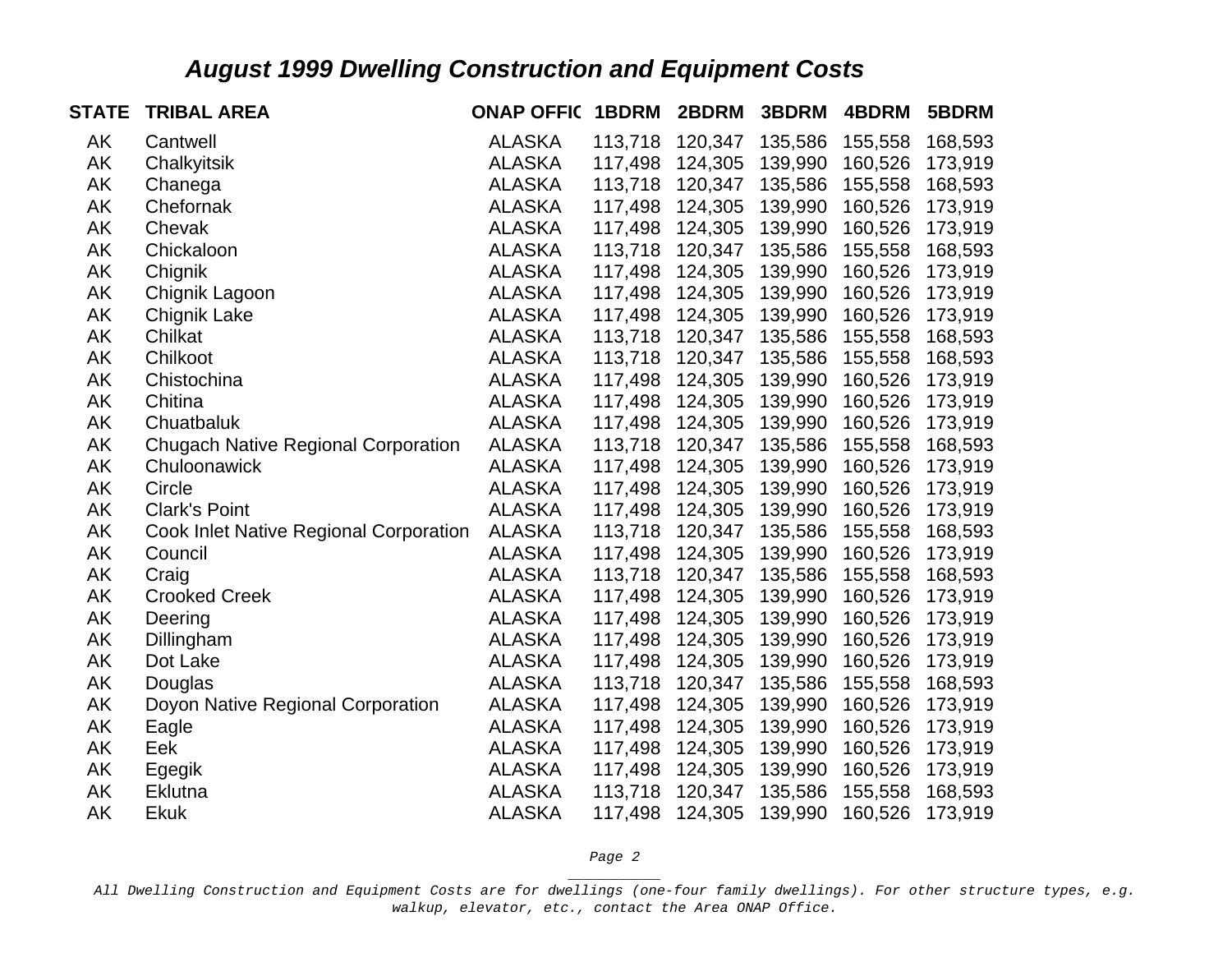## *August 1999 Dwelling Construction and Equipment Costs*

| STATE | TRIBAL AREA | ONAP OFFIC | 1BDRM | 2BDRM | 3BDRM | 4BDRM | 5BDRM |
|---|---|---|---|---|---|---|---|
| AK | Cantwell | ALASKA | 113,718 | 120,347 | 135,586 | 155,558 | 168,593 |
| AK | Chalkyitsik | ALASKA | 117,498 | 124,305 | 139,990 | 160,526 | 173,919 |
| AK | Chanega | ALASKA | 113,718 | 120,347 | 135,586 | 155,558 | 168,593 |
| AK | Chefornak | ALASKA | 117,498 | 124,305 | 139,990 | 160,526 | 173,919 |
| AK | Chevak | ALASKA | 117,498 | 124,305 | 139,990 | 160,526 | 173,919 |
| AK | Chickaloon | ALASKA | 113,718 | 120,347 | 135,586 | 155,558 | 168,593 |
| AK | Chignik | ALASKA | 117,498 | 124,305 | 139,990 | 160,526 | 173,919 |
| AK | Chignik Lagoon | ALASKA | 117,498 | 124,305 | 139,990 | 160,526 | 173,919 |
| AK | Chignik Lake | ALASKA | 117,498 | 124,305 | 139,990 | 160,526 | 173,919 |
| AK | Chilkat | ALASKA | 113,718 | 120,347 | 135,586 | 155,558 | 168,593 |
| AK | Chilkoot | ALASKA | 113,718 | 120,347 | 135,586 | 155,558 | 168,593 |
| AK | Chistochina | ALASKA | 117,498 | 124,305 | 139,990 | 160,526 | 173,919 |
| AK | Chitina | ALASKA | 117,498 | 124,305 | 139,990 | 160,526 | 173,919 |
| AK | Chuatbaluk | ALASKA | 117,498 | 124,305 | 139,990 | 160,526 | 173,919 |
| AK | Chugach Native Regional Corporation | ALASKA | 113,718 | 120,347 | 135,586 | 155,558 | 168,593 |
| AK | Chuloonawick | ALASKA | 117,498 | 124,305 | 139,990 | 160,526 | 173,919 |
| AK | Circle | ALASKA | 117,498 | 124,305 | 139,990 | 160,526 | 173,919 |
| AK | Clark's Point | ALASKA | 117,498 | 124,305 | 139,990 | 160,526 | 173,919 |
| AK | Cook Inlet Native Regional Corporation | ALASKA | 113,718 | 120,347 | 135,586 | 155,558 | 168,593 |
| AK | Council | ALASKA | 117,498 | 124,305 | 139,990 | 160,526 | 173,919 |
| AK | Craig | ALASKA | 113,718 | 120,347 | 135,586 | 155,558 | 168,593 |
| AK | Crooked Creek | ALASKA | 117,498 | 124,305 | 139,990 | 160,526 | 173,919 |
| AK | Deering | ALASKA | 117,498 | 124,305 | 139,990 | 160,526 | 173,919 |
| AK | Dillingham | ALASKA | 117,498 | 124,305 | 139,990 | 160,526 | 173,919 |
| AK | Dot Lake | ALASKA | 117,498 | 124,305 | 139,990 | 160,526 | 173,919 |
| AK | Douglas | ALASKA | 113,718 | 120,347 | 135,586 | 155,558 | 168,593 |
| AK | Doyon Native Regional Corporation | ALASKA | 117,498 | 124,305 | 139,990 | 160,526 | 173,919 |
| AK | Eagle | ALASKA | 117,498 | 124,305 | 139,990 | 160,526 | 173,919 |
| AK | Eek | ALASKA | 117,498 | 124,305 | 139,990 | 160,526 | 173,919 |
| AK | Egegik | ALASKA | 117,498 | 124,305 | 139,990 | 160,526 | 173,919 |
| AK | Eklutna | ALASKA | 113,718 | 120,347 | 135,586 | 155,558 | 168,593 |
| AK | Ekuk | ALASKA | 117,498 | 124,305 | 139,990 | 160,526 | 173,919 |

*All Dwelling Construction and Equipment Costs are for dwellings (one-four family dwellings). For other structure types, e.g. walkup, elevator, etc., contact the Area ONAP Office.*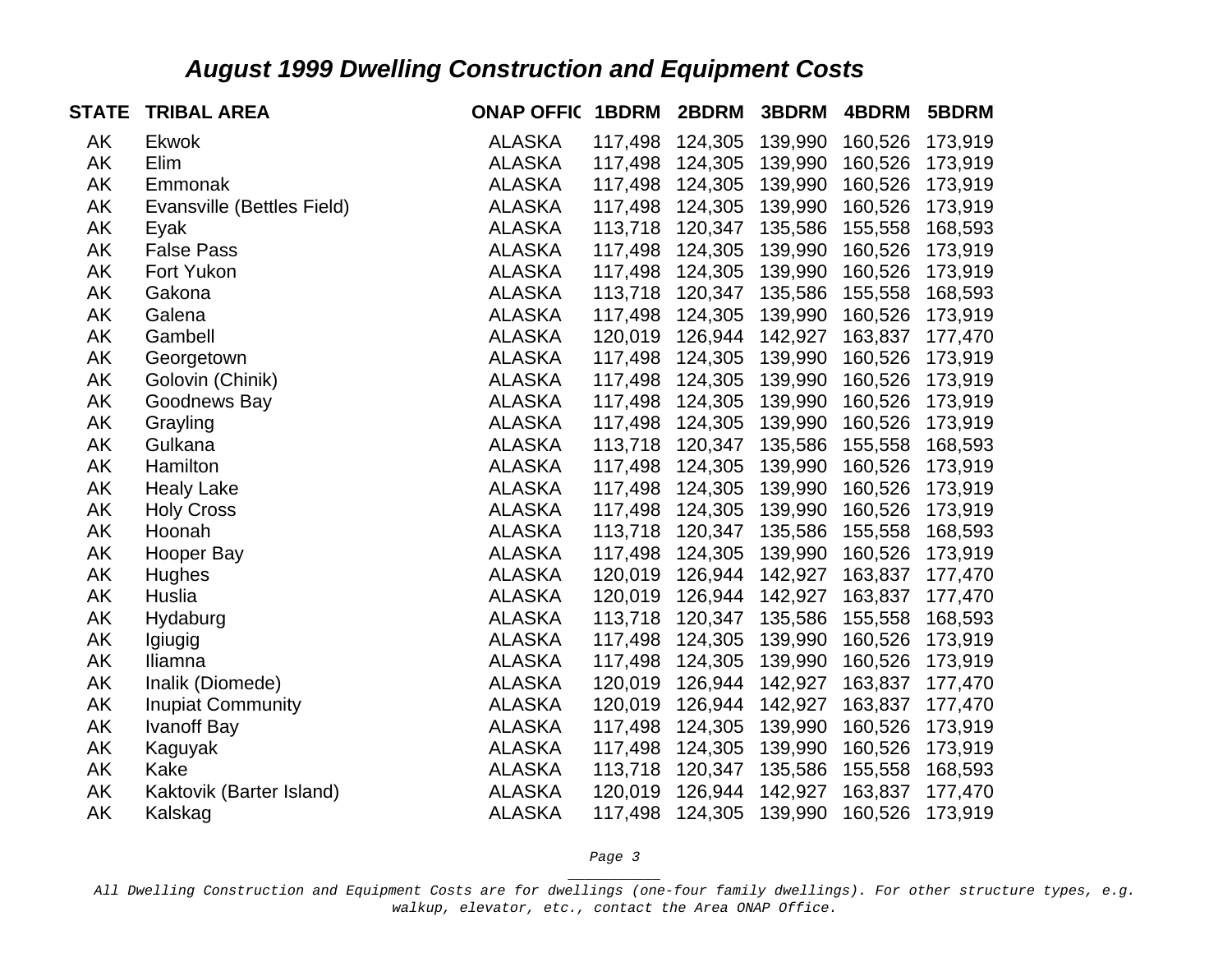## August 1999 Dwelling Construction and Equipment Costs

| STATE | TRIBAL AREA | ONAP OFFIC | 1BDRM | 2BDRM | 3BDRM | 4BDRM | 5BDRM |
|---|---|---|---|---|---|---|---|
| AK | Ekwok | ALASKA | 117,498 | 124,305 | 139,990 | 160,526 | 173,919 |
| AK | Elim | ALASKA | 117,498 | 124,305 | 139,990 | 160,526 | 173,919 |
| AK | Emmonak | ALASKA | 117,498 | 124,305 | 139,990 | 160,526 | 173,919 |
| AK | Evansville (Bettles Field) | ALASKA | 117,498 | 124,305 | 139,990 | 160,526 | 173,919 |
| AK | Eyak | ALASKA | 113,718 | 120,347 | 135,586 | 155,558 | 168,593 |
| AK | False Pass | ALASKA | 117,498 | 124,305 | 139,990 | 160,526 | 173,919 |
| AK | Fort Yukon | ALASKA | 117,498 | 124,305 | 139,990 | 160,526 | 173,919 |
| AK | Gakona | ALASKA | 113,718 | 120,347 | 135,586 | 155,558 | 168,593 |
| AK | Galena | ALASKA | 117,498 | 124,305 | 139,990 | 160,526 | 173,919 |
| AK | Gambell | ALASKA | 120,019 | 126,944 | 142,927 | 163,837 | 177,470 |
| AK | Georgetown | ALASKA | 117,498 | 124,305 | 139,990 | 160,526 | 173,919 |
| AK | Golovin (Chinik) | ALASKA | 117,498 | 124,305 | 139,990 | 160,526 | 173,919 |
| AK | Goodnews Bay | ALASKA | 117,498 | 124,305 | 139,990 | 160,526 | 173,919 |
| AK | Grayling | ALASKA | 117,498 | 124,305 | 139,990 | 160,526 | 173,919 |
| AK | Gulkana | ALASKA | 113,718 | 120,347 | 135,586 | 155,558 | 168,593 |
| AK | Hamilton | ALASKA | 117,498 | 124,305 | 139,990 | 160,526 | 173,919 |
| AK | Healy Lake | ALASKA | 117,498 | 124,305 | 139,990 | 160,526 | 173,919 |
| AK | Holy Cross | ALASKA | 117,498 | 124,305 | 139,990 | 160,526 | 173,919 |
| AK | Hoonah | ALASKA | 113,718 | 120,347 | 135,586 | 155,558 | 168,593 |
| AK | Hooper Bay | ALASKA | 117,498 | 124,305 | 139,990 | 160,526 | 173,919 |
| AK | Hughes | ALASKA | 120,019 | 126,944 | 142,927 | 163,837 | 177,470 |
| AK | Huslia | ALASKA | 120,019 | 126,944 | 142,927 | 163,837 | 177,470 |
| AK | Hydaburg | ALASKA | 113,718 | 120,347 | 135,586 | 155,558 | 168,593 |
| AK | Igiugig | ALASKA | 117,498 | 124,305 | 139,990 | 160,526 | 173,919 |
| AK | Iliamna | ALASKA | 117,498 | 124,305 | 139,990 | 160,526 | 173,919 |
| AK | Inalik (Diomede) | ALASKA | 120,019 | 126,944 | 142,927 | 163,837 | 177,470 |
| AK | Inupiat Community | ALASKA | 120,019 | 126,944 | 142,927 | 163,837 | 177,470 |
| AK | Ivanoff Bay | ALASKA | 117,498 | 124,305 | 139,990 | 160,526 | 173,919 |
| AK | Kaguyak | ALASKA | 117,498 | 124,305 | 139,990 | 160,526 | 173,919 |
| AK | Kake | ALASKA | 113,718 | 120,347 | 135,586 | 155,558 | 168,593 |
| AK | Kaktovik (Barter Island) | ALASKA | 120,019 | 126,944 | 142,927 | 163,837 | 177,470 |
| AK | Kalskag | ALASKA | 117,498 | 124,305 | 139,990 | 160,526 | 173,919 |

*All Dwelling Construction and Equipment Costs are for dwellings (one-four family dwellings). For other structure types, e.g. walkup, elevator, etc., contact the Area ONAP Office.*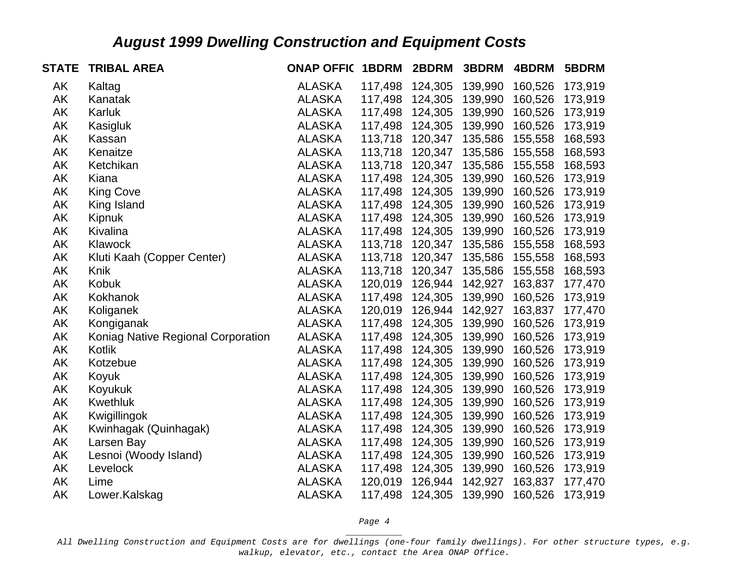## *August 1999 Dwelling Construction and Equipment Costs*

| STATE | TRIBAL AREA | ONAP OFFIC | 1BDRM | 2BDRM | 3BDRM | 4BDRM | 5BDRM |
|---|---|---|---|---|---|---|---|
| AK | Kaltag | ALASKA | 117,498 | 124,305 | 139,990 | 160,526 | 173,919 |
| AK | Kanatak | ALASKA | 117,498 | 124,305 | 139,990 | 160,526 | 173,919 |
| AK | Karluk | ALASKA | 117,498 | 124,305 | 139,990 | 160,526 | 173,919 |
| AK | Kasigluk | ALASKA | 117,498 | 124,305 | 139,990 | 160,526 | 173,919 |
| AK | Kassan | ALASKA | 113,718 | 120,347 | 135,586 | 155,558 | 168,593 |
| AK | Kenaitze | ALASKA | 113,718 | 120,347 | 135,586 | 155,558 | 168,593 |
| AK | Ketchikan | ALASKA | 113,718 | 120,347 | 135,586 | 155,558 | 168,593 |
| AK | Kiana | ALASKA | 117,498 | 124,305 | 139,990 | 160,526 | 173,919 |
| AK | King Cove | ALASKA | 117,498 | 124,305 | 139,990 | 160,526 | 173,919 |
| AK | King Island | ALASKA | 117,498 | 124,305 | 139,990 | 160,526 | 173,919 |
| AK | Kipnuk | ALASKA | 117,498 | 124,305 | 139,990 | 160,526 | 173,919 |
| AK | Kivalina | ALASKA | 117,498 | 124,305 | 139,990 | 160,526 | 173,919 |
| AK | Klawock | ALASKA | 113,718 | 120,347 | 135,586 | 155,558 | 168,593 |
| AK | Kluti Kaah (Copper Center) | ALASKA | 113,718 | 120,347 | 135,586 | 155,558 | 168,593 |
| AK | Knik | ALASKA | 113,718 | 120,347 | 135,586 | 155,558 | 168,593 |
| AK | Kobuk | ALASKA | 120,019 | 126,944 | 142,927 | 163,837 | 177,470 |
| AK | Kokhanok | ALASKA | 117,498 | 124,305 | 139,990 | 160,526 | 173,919 |
| AK | Koliganek | ALASKA | 120,019 | 126,944 | 142,927 | 163,837 | 177,470 |
| AK | Kongiganak | ALASKA | 117,498 | 124,305 | 139,990 | 160,526 | 173,919 |
| AK | Koniag Native Regional Corporation | ALASKA | 117,498 | 124,305 | 139,990 | 160,526 | 173,919 |
| AK | Kotlik | ALASKA | 117,498 | 124,305 | 139,990 | 160,526 | 173,919 |
| AK | Kotzebue | ALASKA | 117,498 | 124,305 | 139,990 | 160,526 | 173,919 |
| AK | Koyuk | ALASKA | 117,498 | 124,305 | 139,990 | 160,526 | 173,919 |
| AK | Koyukuk | ALASKA | 117,498 | 124,305 | 139,990 | 160,526 | 173,919 |
| AK | Kwethluk | ALASKA | 117,498 | 124,305 | 139,990 | 160,526 | 173,919 |
| AK | Kwigillingok | ALASKA | 117,498 | 124,305 | 139,990 | 160,526 | 173,919 |
| AK | Kwinhagak (Quinhagak) | ALASKA | 117,498 | 124,305 | 139,990 | 160,526 | 173,919 |
| AK | Larsen Bay | ALASKA | 117,498 | 124,305 | 139,990 | 160,526 | 173,919 |
| AK | Lesnoi (Woody Island) | ALASKA | 117,498 | 124,305 | 139,990 | 160,526 | 173,919 |
| AK | Levelock | ALASKA | 117,498 | 124,305 | 139,990 | 160,526 | 173,919 |
| AK | Lime | ALASKA | 120,019 | 126,944 | 142,927 | 163,837 | 177,470 |
| AK | Lower.Kalskag | ALASKA | 117,498 | 124,305 | 139,990 | 160,526 | 173,919 |

*All Dwelling Construction and Equipment Costs are for dwellings (one-four family dwellings). For other structure types, e.g. walkup, elevator, etc., contact the Area ONAP Office.*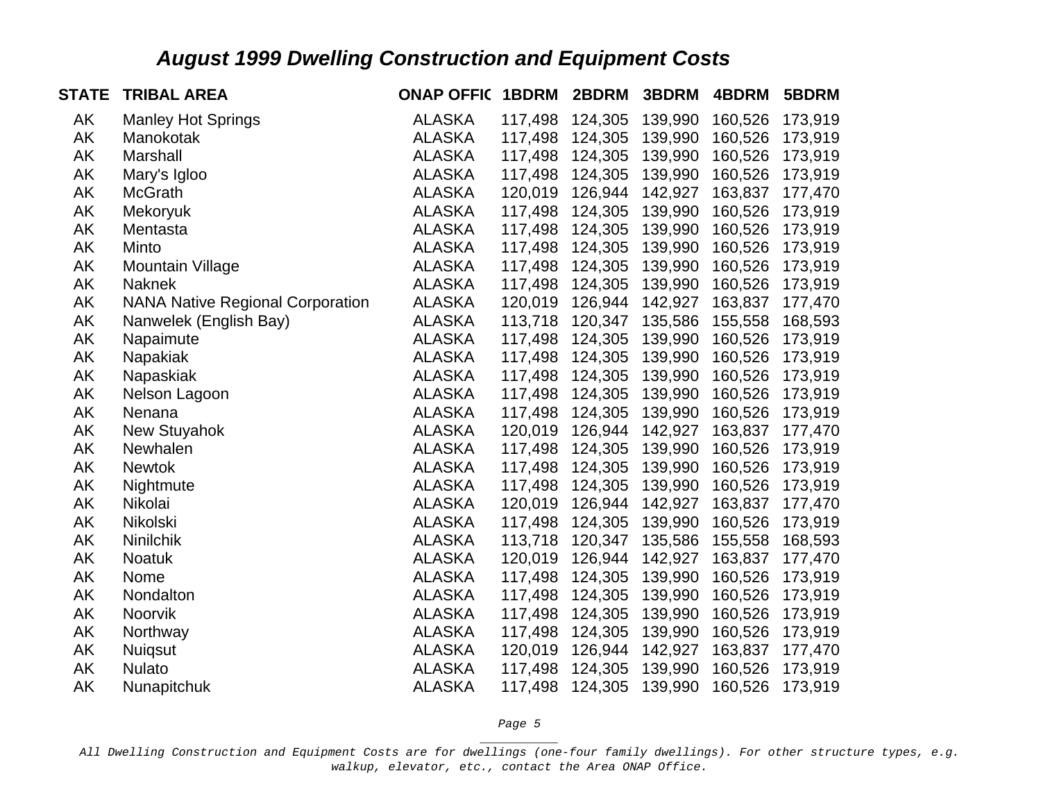## *August 1999 Dwelling Construction and Equipment Costs*

| STATE | TRIBAL AREA | ONAP OFFIC | 1BDRM | 2BDRM | 3BDRM | 4BDRM | 5BDRM |
|---|---|---|---|---|---|---|---|
| AK | Manley Hot Springs | ALASKA | 117,498 | 124,305 | 139,990 | 160,526 | 173,919 |
| AK | Manokotak | ALASKA | 117,498 | 124,305 | 139,990 | 160,526 | 173,919 |
| AK | Marshall | ALASKA | 117,498 | 124,305 | 139,990 | 160,526 | 173,919 |
| AK | Mary's Igloo | ALASKA | 117,498 | 124,305 | 139,990 | 160,526 | 173,919 |
| AK | McGrath | ALASKA | 120,019 | 126,944 | 142,927 | 163,837 | 177,470 |
| AK | Mekoryuk | ALASKA | 117,498 | 124,305 | 139,990 | 160,526 | 173,919 |
| AK | Mentasta | ALASKA | 117,498 | 124,305 | 139,990 | 160,526 | 173,919 |
| AK | Minto | ALASKA | 117,498 | 124,305 | 139,990 | 160,526 | 173,919 |
| AK | Mountain Village | ALASKA | 117,498 | 124,305 | 139,990 | 160,526 | 173,919 |
| AK | Naknek | ALASKA | 117,498 | 124,305 | 139,990 | 160,526 | 173,919 |
| AK | NANA Native Regional Corporation | ALASKA | 120,019 | 126,944 | 142,927 | 163,837 | 177,470 |
| AK | Nanwelek (English Bay) | ALASKA | 113,718 | 120,347 | 135,586 | 155,558 | 168,593 |
| AK | Napaimute | ALASKA | 117,498 | 124,305 | 139,990 | 160,526 | 173,919 |
| AK | Napakiak | ALASKA | 117,498 | 124,305 | 139,990 | 160,526 | 173,919 |
| AK | Napaskiak | ALASKA | 117,498 | 124,305 | 139,990 | 160,526 | 173,919 |
| AK | Nelson Lagoon | ALASKA | 117,498 | 124,305 | 139,990 | 160,526 | 173,919 |
| AK | Nenana | ALASKA | 117,498 | 124,305 | 139,990 | 160,526 | 173,919 |
| AK | New Stuyahok | ALASKA | 120,019 | 126,944 | 142,927 | 163,837 | 177,470 |
| AK | Newhalen | ALASKA | 117,498 | 124,305 | 139,990 | 160,526 | 173,919 |
| AK | Newtok | ALASKA | 117,498 | 124,305 | 139,990 | 160,526 | 173,919 |
| AK | Nightmute | ALASKA | 117,498 | 124,305 | 139,990 | 160,526 | 173,919 |
| AK | Nikolai | ALASKA | 120,019 | 126,944 | 142,927 | 163,837 | 177,470 |
| AK | Nikolski | ALASKA | 117,498 | 124,305 | 139,990 | 160,526 | 173,919 |
| AK | Ninilchik | ALASKA | 113,718 | 120,347 | 135,586 | 155,558 | 168,593 |
| AK | Noatuk | ALASKA | 120,019 | 126,944 | 142,927 | 163,837 | 177,470 |
| AK | Nome | ALASKA | 117,498 | 124,305 | 139,990 | 160,526 | 173,919 |
| AK | Nondalton | ALASKA | 117,498 | 124,305 | 139,990 | 160,526 | 173,919 |
| AK | Noorvik | ALASKA | 117,498 | 124,305 | 139,990 | 160,526 | 173,919 |
| AK | Northway | ALASKA | 117,498 | 124,305 | 139,990 | 160,526 | 173,919 |
| AK | Nuiqsut | ALASKA | 120,019 | 126,944 | 142,927 | 163,837 | 177,470 |
| AK | Nulato | ALASKA | 117,498 | 124,305 | 139,990 | 160,526 | 173,919 |
| AK | Nunapitchuk | ALASKA | 117,498 | 124,305 | 139,990 | 160,526 | 173,919 |

*All Dwelling Construction and Equipment Costs are for dwellings (one-four family dwellings). For other structure types, e.g. walkup, elevator, etc., contact the Area ONAP Office.*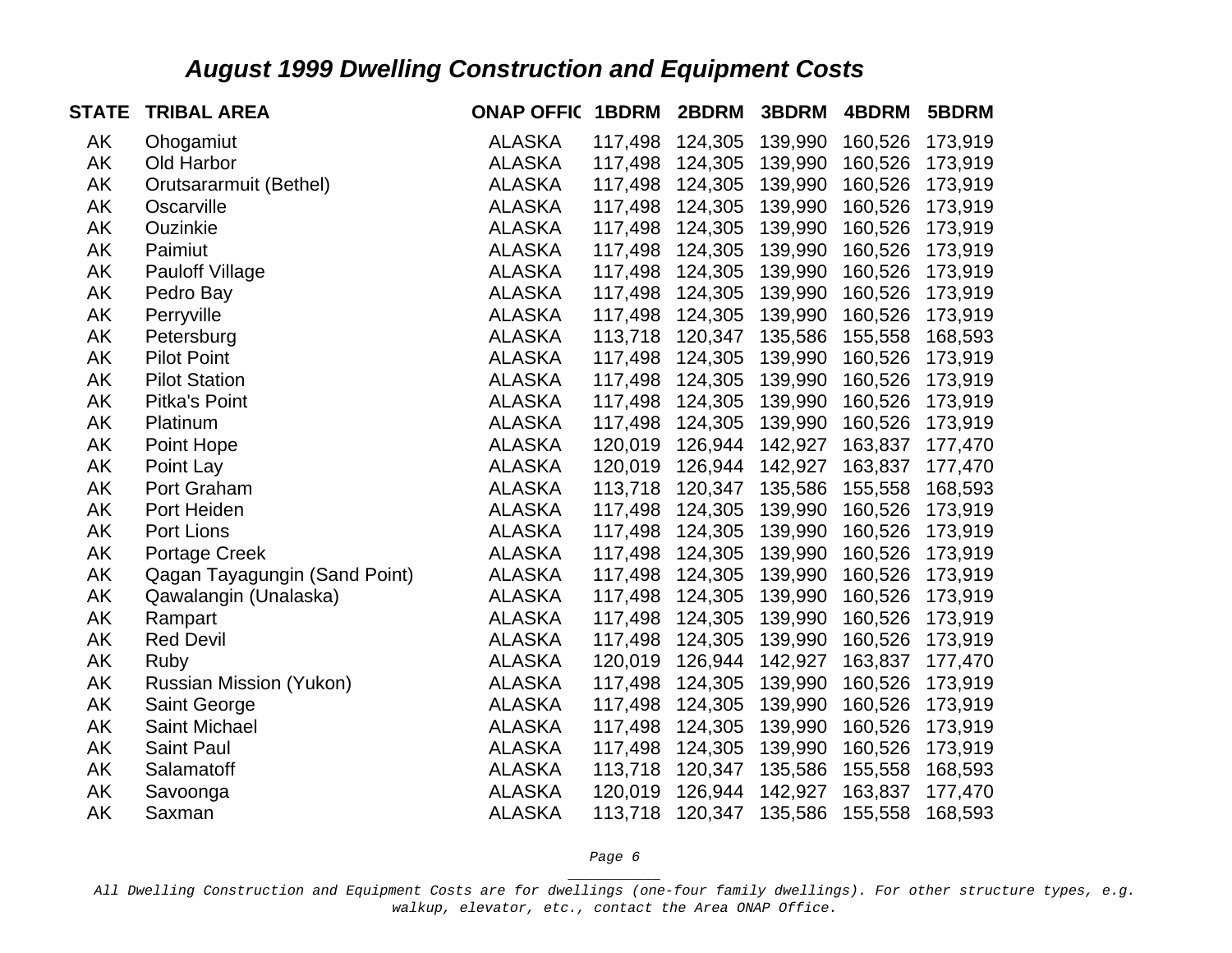## *August 1999 Dwelling Construction and Equipment Costs*

| STATE | TRIBAL AREA | ONAP OFFIC | 1BDRM | 2BDRM | 3BDRM | 4BDRM | 5BDRM |
|---|---|---|---|---|---|---|---|
| AK | Ohogamiut | ALASKA | 117,498 | 124,305 | 139,990 | 160,526 | 173,919 |
| AK | Old Harbor | ALASKA | 117,498 | 124,305 | 139,990 | 160,526 | 173,919 |
| AK | Orutsararmuit (Bethel) | ALASKA | 117,498 | 124,305 | 139,990 | 160,526 | 173,919 |
| AK | Oscarville | ALASKA | 117,498 | 124,305 | 139,990 | 160,526 | 173,919 |
| AK | Ouzinkie | ALASKA | 117,498 | 124,305 | 139,990 | 160,526 | 173,919 |
| AK | Paimiut | ALASKA | 117,498 | 124,305 | 139,990 | 160,526 | 173,919 |
| AK | Pauloff Village | ALASKA | 117,498 | 124,305 | 139,990 | 160,526 | 173,919 |
| AK | Pedro Bay | ALASKA | 117,498 | 124,305 | 139,990 | 160,526 | 173,919 |
| AK | Perryville | ALASKA | 117,498 | 124,305 | 139,990 | 160,526 | 173,919 |
| AK | Petersburg | ALASKA | 113,718 | 120,347 | 135,586 | 155,558 | 168,593 |
| AK | Pilot Point | ALASKA | 117,498 | 124,305 | 139,990 | 160,526 | 173,919 |
| AK | Pilot Station | ALASKA | 117,498 | 124,305 | 139,990 | 160,526 | 173,919 |
| AK | Pitka's Point | ALASKA | 117,498 | 124,305 | 139,990 | 160,526 | 173,919 |
| AK | Platinum | ALASKA | 117,498 | 124,305 | 139,990 | 160,526 | 173,919 |
| AK | Point Hope | ALASKA | 120,019 | 126,944 | 142,927 | 163,837 | 177,470 |
| AK | Point Lay | ALASKA | 120,019 | 126,944 | 142,927 | 163,837 | 177,470 |
| AK | Port Graham | ALASKA | 113,718 | 120,347 | 135,586 | 155,558 | 168,593 |
| AK | Port Heiden | ALASKA | 117,498 | 124,305 | 139,990 | 160,526 | 173,919 |
| AK | Port Lions | ALASKA | 117,498 | 124,305 | 139,990 | 160,526 | 173,919 |
| AK | Portage Creek | ALASKA | 117,498 | 124,305 | 139,990 | 160,526 | 173,919 |
| AK | Qagan Tayagungin (Sand Point) | ALASKA | 117,498 | 124,305 | 139,990 | 160,526 | 173,919 |
| AK | Qawalangin (Unalaska) | ALASKA | 117,498 | 124,305 | 139,990 | 160,526 | 173,919 |
| AK | Rampart | ALASKA | 117,498 | 124,305 | 139,990 | 160,526 | 173,919 |
| AK | Red Devil | ALASKA | 117,498 | 124,305 | 139,990 | 160,526 | 173,919 |
| AK | Ruby | ALASKA | 120,019 | 126,944 | 142,927 | 163,837 | 177,470 |
| AK | Russian Mission (Yukon) | ALASKA | 117,498 | 124,305 | 139,990 | 160,526 | 173,919 |
| AK | Saint George | ALASKA | 117,498 | 124,305 | 139,990 | 160,526 | 173,919 |
| AK | Saint Michael | ALASKA | 117,498 | 124,305 | 139,990 | 160,526 | 173,919 |
| AK | Saint Paul | ALASKA | 117,498 | 124,305 | 139,990 | 160,526 | 173,919 |
| AK | Salamatoff | ALASKA | 113,718 | 120,347 | 135,586 | 155,558 | 168,593 |
| AK | Savoonga | ALASKA | 120,019 | 126,944 | 142,927 | 163,837 | 177,470 |
| AK | Saxman | ALASKA | 113,718 | 120,347 | 135,586 | 155,558 | 168,593 |

*All Dwelling Construction and Equipment Costs are for dwellings (one-four family dwellings). For other structure types, e.g. walkup, elevator, etc., contact the Area ONAP Office.*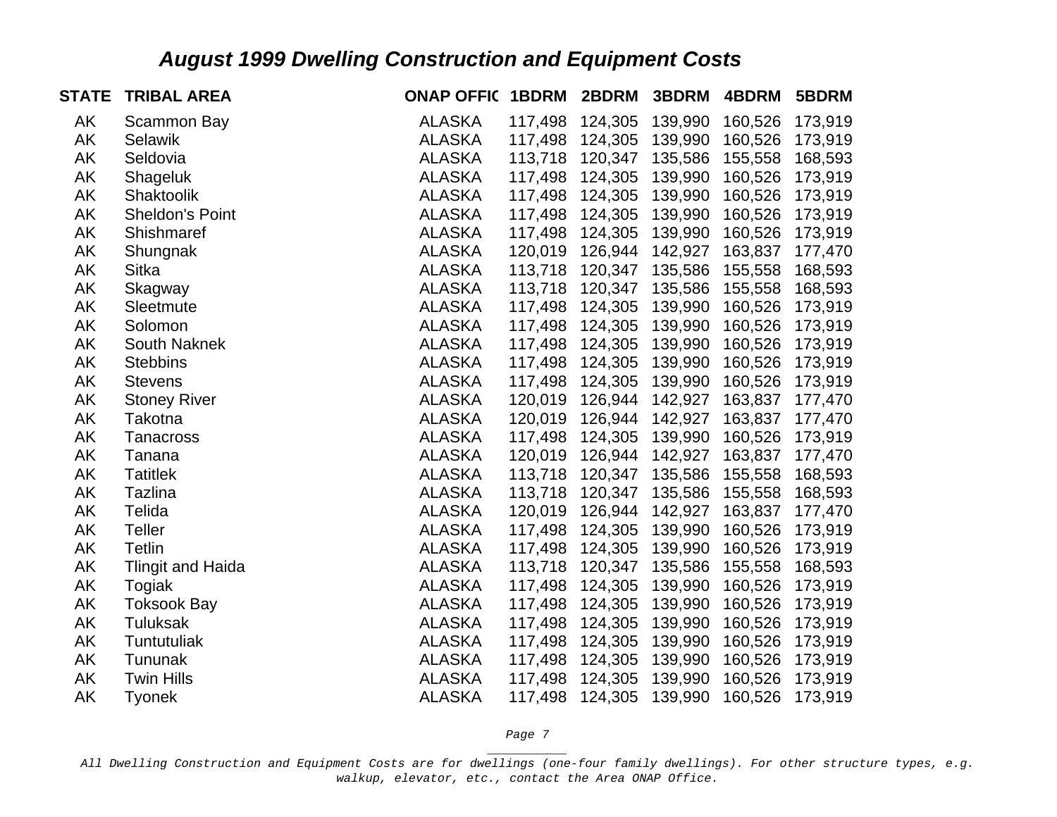## *August 1999 Dwelling Construction and Equipment Costs*

| STATE | TRIBAL AREA | ONAP OFFIC | 1BDRM | 2BDRM | 3BDRM | 4BDRM | 5BDRM |
|---|---|---|---|---|---|---|---|
| AK | Scammon Bay | ALASKA | 117,498 | 124,305 | 139,990 | 160,526 | 173,919 |
| AK | Selawik | ALASKA | 117,498 | 124,305 | 139,990 | 160,526 | 173,919 |
| AK | Seldovia | ALASKA | 113,718 | 120,347 | 135,586 | 155,558 | 168,593 |
| AK | Shageluk | ALASKA | 117,498 | 124,305 | 139,990 | 160,526 | 173,919 |
| AK | Shaktoolik | ALASKA | 117,498 | 124,305 | 139,990 | 160,526 | 173,919 |
| AK | Sheldon's Point | ALASKA | 117,498 | 124,305 | 139,990 | 160,526 | 173,919 |
| AK | Shishmaref | ALASKA | 117,498 | 124,305 | 139,990 | 160,526 | 173,919 |
| AK | Shungnak | ALASKA | 120,019 | 126,944 | 142,927 | 163,837 | 177,470 |
| AK | Sitka | ALASKA | 113,718 | 120,347 | 135,586 | 155,558 | 168,593 |
| AK | Skagway | ALASKA | 113,718 | 120,347 | 135,586 | 155,558 | 168,593 |
| AK | Sleetmute | ALASKA | 117,498 | 124,305 | 139,990 | 160,526 | 173,919 |
| AK | Solomon | ALASKA | 117,498 | 124,305 | 139,990 | 160,526 | 173,919 |
| AK | South Naknek | ALASKA | 117,498 | 124,305 | 139,990 | 160,526 | 173,919 |
| AK | Stebbins | ALASKA | 117,498 | 124,305 | 139,990 | 160,526 | 173,919 |
| AK | Stevens | ALASKA | 117,498 | 124,305 | 139,990 | 160,526 | 173,919 |
| AK | Stoney River | ALASKA | 120,019 | 126,944 | 142,927 | 163,837 | 177,470 |
| AK | Takotna | ALASKA | 120,019 | 126,944 | 142,927 | 163,837 | 177,470 |
| AK | Tanacross | ALASKA | 117,498 | 124,305 | 139,990 | 160,526 | 173,919 |
| AK | Tanana | ALASKA | 120,019 | 126,944 | 142,927 | 163,837 | 177,470 |
| AK | Tatitlek | ALASKA | 113,718 | 120,347 | 135,586 | 155,558 | 168,593 |
| AK | Tazlina | ALASKA | 113,718 | 120,347 | 135,586 | 155,558 | 168,593 |
| AK | Telida | ALASKA | 120,019 | 126,944 | 142,927 | 163,837 | 177,470 |
| AK | Teller | ALASKA | 117,498 | 124,305 | 139,990 | 160,526 | 173,919 |
| AK | Tetlin | ALASKA | 117,498 | 124,305 | 139,990 | 160,526 | 173,919 |
| AK | Tlingit and Haida | ALASKA | 113,718 | 120,347 | 135,586 | 155,558 | 168,593 |
| AK | Togiak | ALASKA | 117,498 | 124,305 | 139,990 | 160,526 | 173,919 |
| AK | Toksook Bay | ALASKA | 117,498 | 124,305 | 139,990 | 160,526 | 173,919 |
| AK | Tuluksak | ALASKA | 117,498 | 124,305 | 139,990 | 160,526 | 173,919 |
| AK | Tuntutuliak | ALASKA | 117,498 | 124,305 | 139,990 | 160,526 | 173,919 |
| AK | Tununak | ALASKA | 117,498 | 124,305 | 139,990 | 160,526 | 173,919 |
| AK | Twin Hills | ALASKA | 117,498 | 124,305 | 139,990 | 160,526 | 173,919 |
| AK | Tyonek | ALASKA | 117,498 | 124,305 | 139,990 | 160,526 | 173,919 |

*All Dwelling Construction and Equipment Costs are for dwellings (one-four family dwellings). For other structure types, e.g. walkup, elevator, etc., contact the Area ONAP Office.*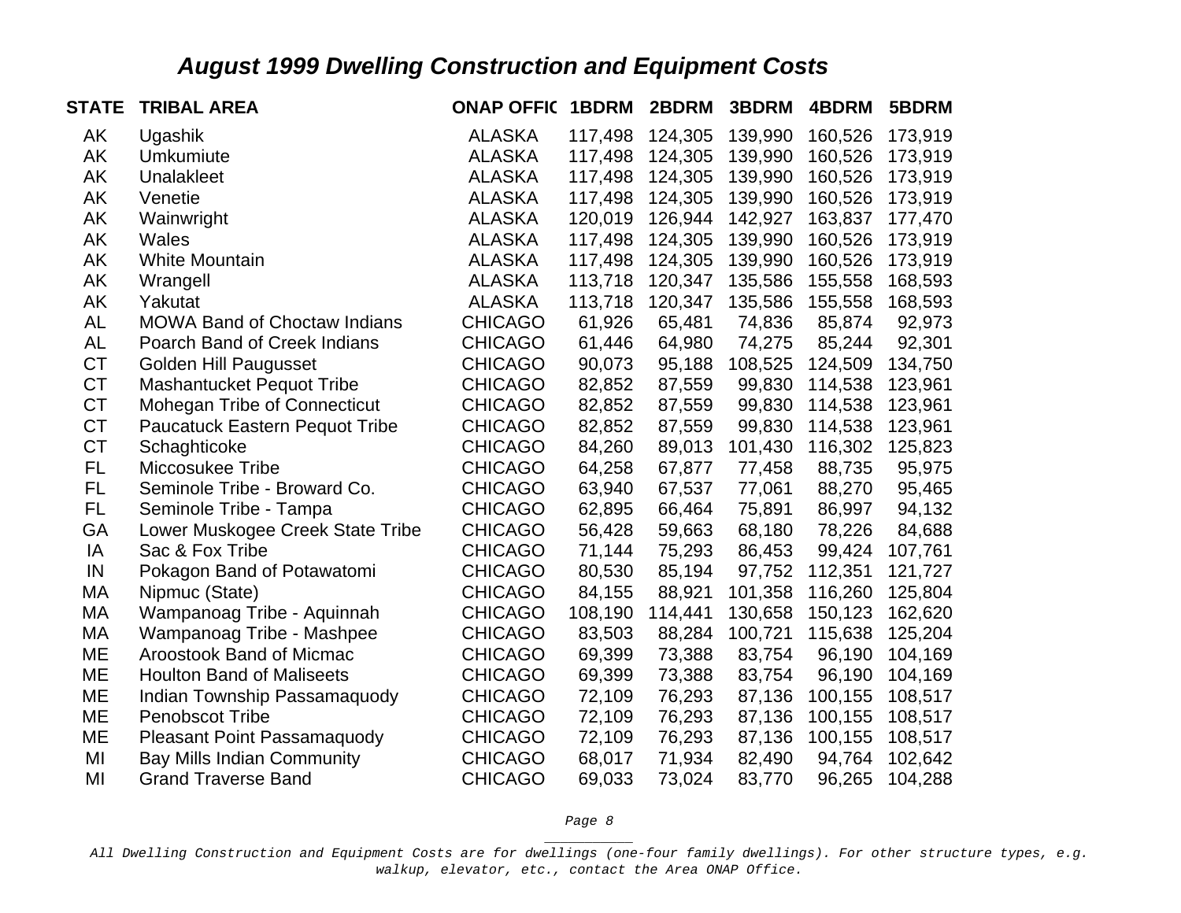## *August 1999 Dwelling Construction and Equipment Costs*

| STATE | TRIBAL AREA | ONAP OFFIC | 1BDRM | 2BDRM | 3BDRM | 4BDRM | 5BDRM |
|---|---|---|---|---|---|---|---|
| AK | Ugashik | ALASKA | 117,498 | 124,305 | 139,990 | 160,526 | 173,919 |
| AK | Umkumiute | ALASKA | 117,498 | 124,305 | 139,990 | 160,526 | 173,919 |
| AK | Unalakleet | ALASKA | 117,498 | 124,305 | 139,990 | 160,526 | 173,919 |
| AK | Venetie | ALASKA | 117,498 | 124,305 | 139,990 | 160,526 | 173,919 |
| AK | Wainwright | ALASKA | 120,019 | 126,944 | 142,927 | 163,837 | 177,470 |
| AK | Wales | ALASKA | 117,498 | 124,305 | 139,990 | 160,526 | 173,919 |
| AK | White Mountain | ALASKA | 117,498 | 124,305 | 139,990 | 160,526 | 173,919 |
| AK | Wrangell | ALASKA | 113,718 | 120,347 | 135,586 | 155,558 | 168,593 |
| AK | Yakutat | ALASKA | 113,718 | 120,347 | 135,586 | 155,558 | 168,593 |
| AL | MOWA Band of Choctaw Indians | CHICAGO | 61,926 | 65,481 | 74,836 | 85,874 | 92,973 |
| AL | Poarch Band of Creek Indians | CHICAGO | 61,446 | 64,980 | 74,275 | 85,244 | 92,301 |
| CT | Golden Hill Paugusset | CHICAGO | 90,073 | 95,188 | 108,525 | 124,509 | 134,750 |
| CT | Mashantucket Pequot Tribe | CHICAGO | 82,852 | 87,559 | 99,830 | 114,538 | 123,961 |
| CT | Mohegan Tribe of Connecticut | CHICAGO | 82,852 | 87,559 | 99,830 | 114,538 | 123,961 |
| CT | Paucatuck Eastern Pequot Tribe | CHICAGO | 82,852 | 87,559 | 99,830 | 114,538 | 123,961 |
| CT | Schaghticoke | CHICAGO | 84,260 | 89,013 | 101,430 | 116,302 | 125,823 |
| FL | Miccosukee Tribe | CHICAGO | 64,258 | 67,877 | 77,458 | 88,735 | 95,975 |
| FL | Seminole Tribe - Broward Co. | CHICAGO | 63,940 | 67,537 | 77,061 | 88,270 | 95,465 |
| FL | Seminole Tribe - Tampa | CHICAGO | 62,895 | 66,464 | 75,891 | 86,997 | 94,132 |
| GA | Lower Muskogee Creek State Tribe | CHICAGO | 56,428 | 59,663 | 68,180 | 78,226 | 84,688 |
| IA | Sac & Fox Tribe | CHICAGO | 71,144 | 75,293 | 86,453 | 99,424 | 107,761 |
| IN | Pokagon Band of Potawatomi | CHICAGO | 80,530 | 85,194 | 97,752 | 112,351 | 121,727 |
| MA | Nipmuc (State) | CHICAGO | 84,155 | 88,921 | 101,358 | 116,260 | 125,804 |
| MA | Wampanoag Tribe - Aquinnah | CHICAGO | 108,190 | 114,441 | 130,658 | 150,123 | 162,620 |
| MA | Wampanoag Tribe - Mashpee | CHICAGO | 83,503 | 88,284 | 100,721 | 115,638 | 125,204 |
| ME | Aroostook Band of Micmac | CHICAGO | 69,399 | 73,388 | 83,754 | 96,190 | 104,169 |
| ME | Houlton Band of Maliseets | CHICAGO | 69,399 | 73,388 | 83,754 | 96,190 | 104,169 |
| ME | Indian Township Passamaquody | CHICAGO | 72,109 | 76,293 | 87,136 | 100,155 | 108,517 |
| ME | Penobscot Tribe | CHICAGO | 72,109 | 76,293 | 87,136 | 100,155 | 108,517 |
| ME | Pleasant Point Passamaquody | CHICAGO | 72,109 | 76,293 | 87,136 | 100,155 | 108,517 |
| MI | Bay Mills Indian Community | CHICAGO | 68,017 | 71,934 | 82,490 | 94,764 | 102,642 |
| MI | Grand Traverse Band | CHICAGO | 69,033 | 73,024 | 83,770 | 96,265 | 104,288 |

*All Dwelling Construction and Equipment Costs are for dwellings (one-four family dwellings). For other structure types, e.g. walkup, elevator, etc., contact the Area ONAP Office.*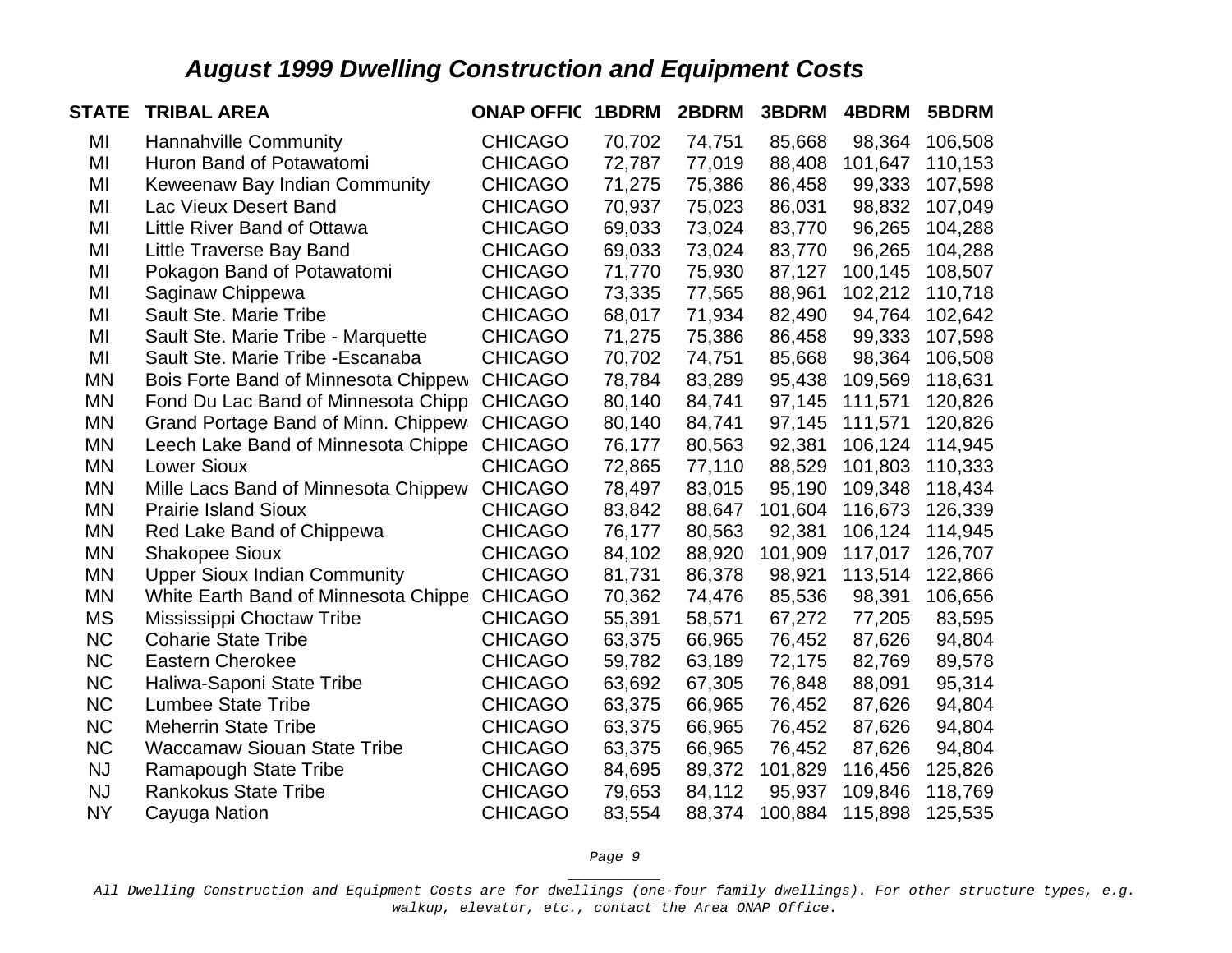## *August 1999 Dwelling Construction and Equipment Costs*

| STATE | TRIBAL AREA | ONAP OFFIC | 1BDRM | 2BDRM | 3BDRM | 4BDRM | 5BDRM |
|---|---|---|---|---|---|---|---|
| MI | Hannahville Community | CHICAGO | 70,702 | 74,751 | 85,668 | 98,364 | 106,508 |
| MI | Huron Band of Potawatomi | CHICAGO | 72,787 | 77,019 | 88,408 | 101,647 | 110,153 |
| MI | Keweenaw Bay Indian Community | CHICAGO | 71,275 | 75,386 | 86,458 | 99,333 | 107,598 |
| MI | Lac Vieux Desert Band | CHICAGO | 70,937 | 75,023 | 86,031 | 98,832 | 107,049 |
| MI | Little River Band of Ottawa | CHICAGO | 69,033 | 73,024 | 83,770 | 96,265 | 104,288 |
| MI | Little Traverse Bay Band | CHICAGO | 69,033 | 73,024 | 83,770 | 96,265 | 104,288 |
| MI | Pokagon Band of Potawatomi | CHICAGO | 71,770 | 75,930 | 87,127 | 100,145 | 108,507 |
| MI | Saginaw Chippewa | CHICAGO | 73,335 | 77,565 | 88,961 | 102,212 | 110,718 |
| MI | Sault Ste. Marie Tribe | CHICAGO | 68,017 | 71,934 | 82,490 | 94,764 | 102,642 |
| MI | Sault Ste. Marie Tribe - Marquette | CHICAGO | 71,275 | 75,386 | 86,458 | 99,333 | 107,598 |
| MI | Sault Ste. Marie Tribe -Escanaba | CHICAGO | 70,702 | 74,751 | 85,668 | 98,364 | 106,508 |
| MN | Bois Forte Band of Minnesota Chippew | CHICAGO | 78,784 | 83,289 | 95,438 | 109,569 | 118,631 |
| MN | Fond Du Lac Band of Minnesota Chipp | CHICAGO | 80,140 | 84,741 | 97,145 | 111,571 | 120,826 |
| MN | Grand Portage Band of Minn. Chippew | CHICAGO | 80,140 | 84,741 | 97,145 | 111,571 | 120,826 |
| MN | Leech Lake Band of Minnesota Chippe | CHICAGO | 76,177 | 80,563 | 92,381 | 106,124 | 114,945 |
| MN | Lower Sioux | CHICAGO | 72,865 | 77,110 | 88,529 | 101,803 | 110,333 |
| MN | Mille Lacs Band of Minnesota Chippew | CHICAGO | 78,497 | 83,015 | 95,190 | 109,348 | 118,434 |
| MN | Prairie Island Sioux | CHICAGO | 83,842 | 88,647 | 101,604 | 116,673 | 126,339 |
| MN | Red Lake Band of Chippewa | CHICAGO | 76,177 | 80,563 | 92,381 | 106,124 | 114,945 |
| MN | Shakopee Sioux | CHICAGO | 84,102 | 88,920 | 101,909 | 117,017 | 126,707 |
| MN | Upper Sioux Indian Community | CHICAGO | 81,731 | 86,378 | 98,921 | 113,514 | 122,866 |
| MN | White Earth Band of Minnesota Chippe | CHICAGO | 70,362 | 74,476 | 85,536 | 98,391 | 106,656 |
| MS | Mississippi Choctaw Tribe | CHICAGO | 55,391 | 58,571 | 67,272 | 77,205 | 83,595 |
| NC | Coharie State Tribe | CHICAGO | 63,375 | 66,965 | 76,452 | 87,626 | 94,804 |
| NC | Eastern Cherokee | CHICAGO | 59,782 | 63,189 | 72,175 | 82,769 | 89,578 |
| NC | Haliwa-Saponi State Tribe | CHICAGO | 63,692 | 67,305 | 76,848 | 88,091 | 95,314 |
| NC | Lumbee State Tribe | CHICAGO | 63,375 | 66,965 | 76,452 | 87,626 | 94,804 |
| NC | Meherrin State Tribe | CHICAGO | 63,375 | 66,965 | 76,452 | 87,626 | 94,804 |
| NC | Waccamaw Siouan State Tribe | CHICAGO | 63,375 | 66,965 | 76,452 | 87,626 | 94,804 |
| NJ | Ramapough State Tribe | CHICAGO | 84,695 | 89,372 | 101,829 | 116,456 | 125,826 |
| NJ | Rankokus State Tribe | CHICAGO | 79,653 | 84,112 | 95,937 | 109,846 | 118,769 |
| NY | Cayuga Nation | CHICAGO | 83,554 | 88,374 | 100,884 | 115,898 | 125,535 |

*All Dwelling Construction and Equipment Costs are for dwellings (one-four family dwellings). For other structure types, e.g. walkup, elevator, etc., contact the Area ONAP Office.*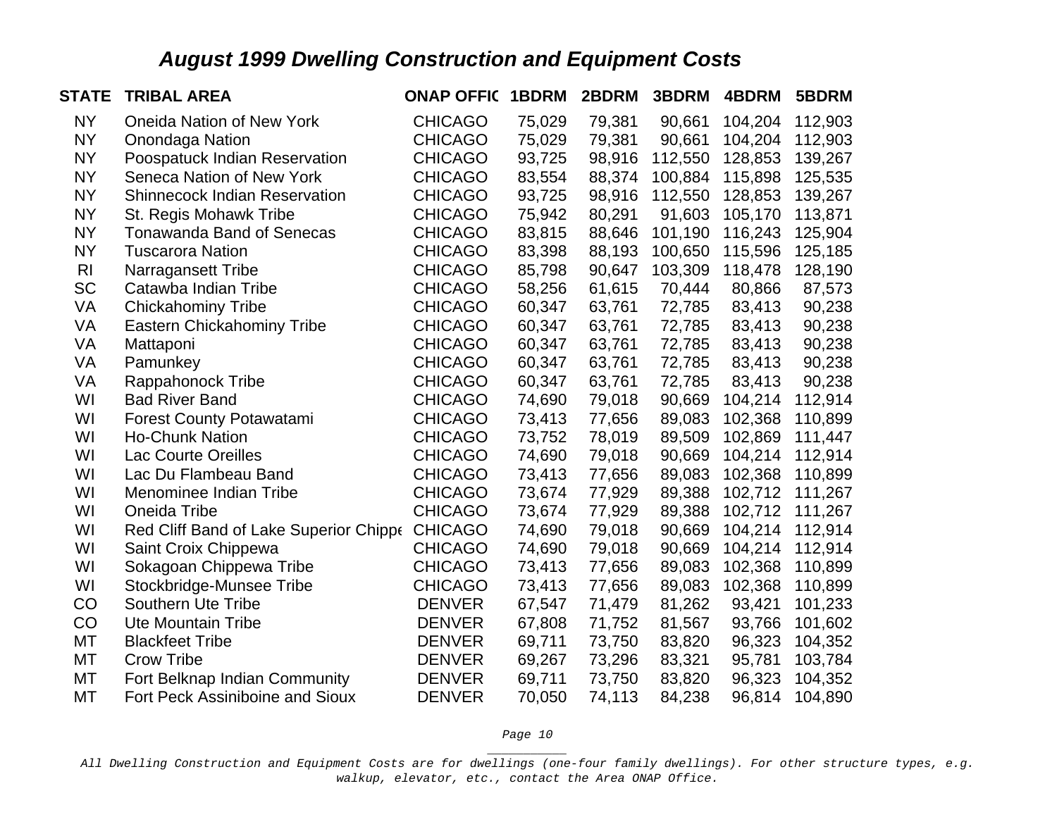## *August 1999 Dwelling Construction and Equipment Costs*

| STATE | TRIBAL AREA | ONAP OFFIC | 1BDRM | 2BDRM | 3BDRM | 4BDRM | 5BDRM |
|---|---|---|---|---|---|---|---|
| NY | Oneida Nation of New York | CHICAGO | 75,029 | 79,381 | 90,661 | 104,204 | 112,903 |
| NY | Onondaga Nation | CHICAGO | 75,029 | 79,381 | 90,661 | 104,204 | 112,903 |
| NY | Poospatuck Indian Reservation | CHICAGO | 93,725 | 98,916 | 112,550 | 128,853 | 139,267 |
| NY | Seneca Nation of New York | CHICAGO | 83,554 | 88,374 | 100,884 | 115,898 | 125,535 |
| NY | Shinnecock Indian Reservation | CHICAGO | 93,725 | 98,916 | 112,550 | 128,853 | 139,267 |
| NY | St. Regis Mohawk Tribe | CHICAGO | 75,942 | 80,291 | 91,603 | 105,170 | 113,871 |
| NY | Tonawanda Band of Senecas | CHICAGO | 83,815 | 88,646 | 101,190 | 116,243 | 125,904 |
| NY | Tuscarora Nation | CHICAGO | 83,398 | 88,193 | 100,650 | 115,596 | 125,185 |
| RI | Narragansett Tribe | CHICAGO | 85,798 | 90,647 | 103,309 | 118,478 | 128,190 |
| SC | Catawba Indian Tribe | CHICAGO | 58,256 | 61,615 | 70,444 | 80,866 | 87,573 |
| VA | Chickahominy Tribe | CHICAGO | 60,347 | 63,761 | 72,785 | 83,413 | 90,238 |
| VA | Eastern Chickahominy Tribe | CHICAGO | 60,347 | 63,761 | 72,785 | 83,413 | 90,238 |
| VA | Mattaponi | CHICAGO | 60,347 | 63,761 | 72,785 | 83,413 | 90,238 |
| VA | Pamunkey | CHICAGO | 60,347 | 63,761 | 72,785 | 83,413 | 90,238 |
| VA | Rappahonock Tribe | CHICAGO | 60,347 | 63,761 | 72,785 | 83,413 | 90,238 |
| WI | Bad River Band | CHICAGO | 74,690 | 79,018 | 90,669 | 104,214 | 112,914 |
| WI | Forest County Potawatami | CHICAGO | 73,413 | 77,656 | 89,083 | 102,368 | 110,899 |
| WI | Ho-Chunk Nation | CHICAGO | 73,752 | 78,019 | 89,509 | 102,869 | 111,447 |
| WI | Lac Courte Oreilles | CHICAGO | 74,690 | 79,018 | 90,669 | 104,214 | 112,914 |
| WI | Lac Du Flambeau Band | CHICAGO | 73,413 | 77,656 | 89,083 | 102,368 | 110,899 |
| WI | Menominee Indian Tribe | CHICAGO | 73,674 | 77,929 | 89,388 | 102,712 | 111,267 |
| WI | Oneida Tribe | CHICAGO | 73,674 | 77,929 | 89,388 | 102,712 | 111,267 |
| WI | Red Cliff Band of Lake Superior Chippe | CHICAGO | 74,690 | 79,018 | 90,669 | 104,214 | 112,914 |
| WI | Saint Croix Chippewa | CHICAGO | 74,690 | 79,018 | 90,669 | 104,214 | 112,914 |
| WI | Sokagoan Chippewa Tribe | CHICAGO | 73,413 | 77,656 | 89,083 | 102,368 | 110,899 |
| WI | Stockbridge-Munsee Tribe | CHICAGO | 73,413 | 77,656 | 89,083 | 102,368 | 110,899 |
| CO | Southern Ute Tribe | DENVER | 67,547 | 71,479 | 81,262 | 93,421 | 101,233 |
| CO | Ute Mountain Tribe | DENVER | 67,808 | 71,752 | 81,567 | 93,766 | 101,602 |
| MT | Blackfeet Tribe | DENVER | 69,711 | 73,750 | 83,820 | 96,323 | 104,352 |
| MT | Crow Tribe | DENVER | 69,267 | 73,296 | 83,321 | 95,781 | 103,784 |
| MT | Fort Belknap Indian Community | DENVER | 69,711 | 73,750 | 83,820 | 96,323 | 104,352 |
| MT | Fort Peck Assiniboine and Sioux | DENVER | 70,050 | 74,113 | 84,238 | 96,814 | 104,890 |

*All Dwelling Construction and Equipment Costs are for dwellings (one-four family dwellings). For other structure types, e.g. walkup, elevator, etc., contact the Area ONAP Office.*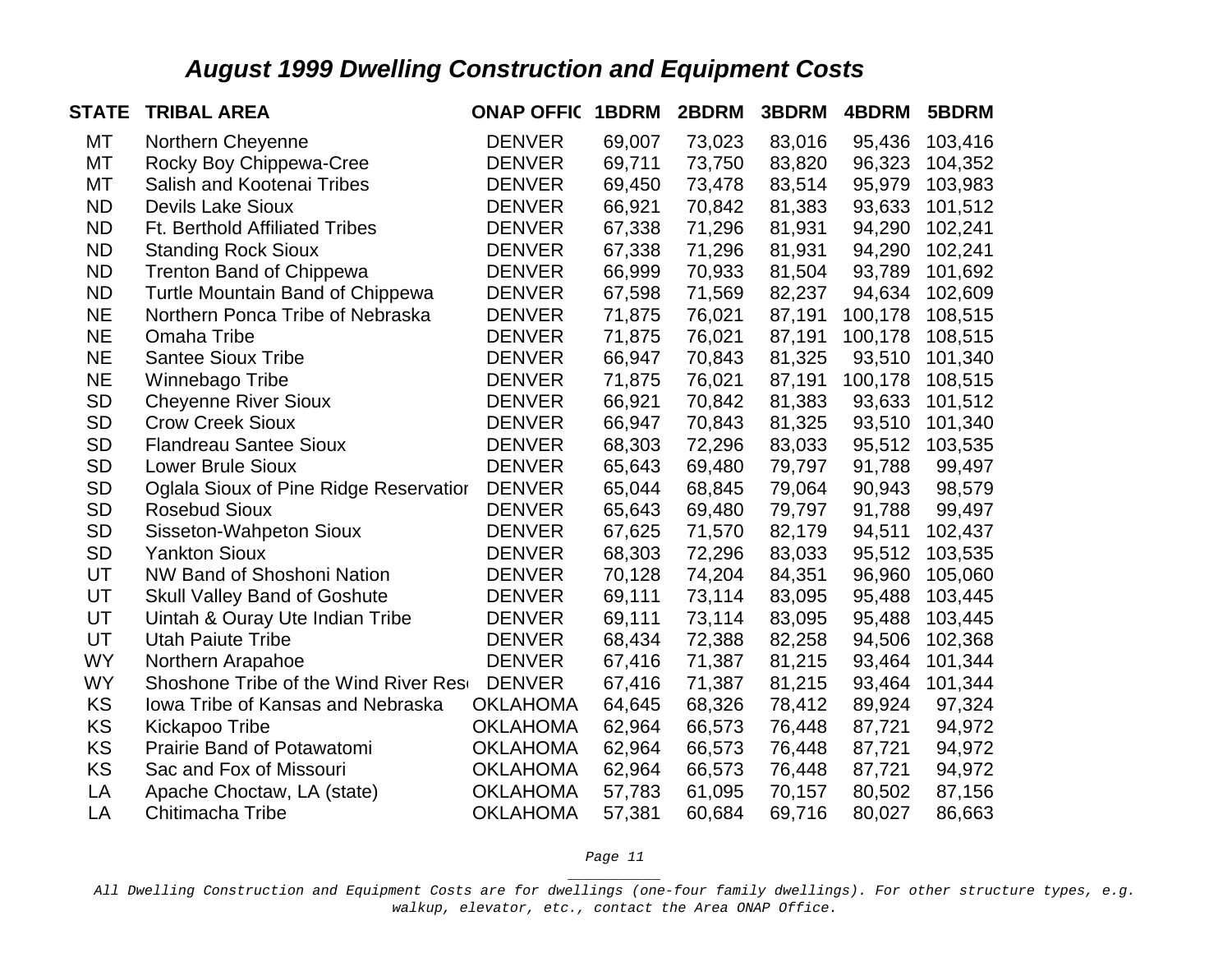## *August 1999 Dwelling Construction and Equipment Costs*

| STATE | TRIBAL AREA | ONAP OFFIC | 1BDRM | 2BDRM | 3BDRM | 4BDRM | 5BDRM |
|---|---|---|---|---|---|---|---|
| MT | Northern Cheyenne | DENVER | 69,007 | 73,023 | 83,016 | 95,436 | 103,416 |
| MT | Rocky Boy Chippewa-Cree | DENVER | 69,711 | 73,750 | 83,820 | 96,323 | 104,352 |
| MT | Salish and Kootenai Tribes | DENVER | 69,450 | 73,478 | 83,514 | 95,979 | 103,983 |
| ND | Devils Lake Sioux | DENVER | 66,921 | 70,842 | 81,383 | 93,633 | 101,512 |
| ND | Ft. Berthold Affiliated Tribes | DENVER | 67,338 | 71,296 | 81,931 | 94,290 | 102,241 |
| ND | Standing Rock Sioux | DENVER | 67,338 | 71,296 | 81,931 | 94,290 | 102,241 |
| ND | Trenton Band of Chippewa | DENVER | 66,999 | 70,933 | 81,504 | 93,789 | 101,692 |
| ND | Turtle Mountain Band of Chippewa | DENVER | 67,598 | 71,569 | 82,237 | 94,634 | 102,609 |
| NE | Northern Ponca Tribe of Nebraska | DENVER | 71,875 | 76,021 | 87,191 | 100,178 | 108,515 |
| NE | Omaha Tribe | DENVER | 71,875 | 76,021 | 87,191 | 100,178 | 108,515 |
| NE | Santee Sioux Tribe | DENVER | 66,947 | 70,843 | 81,325 | 93,510 | 101,340 |
| NE | Winnebago Tribe | DENVER | 71,875 | 76,021 | 87,191 | 100,178 | 108,515 |
| SD | Cheyenne River Sioux | DENVER | 66,921 | 70,842 | 81,383 | 93,633 | 101,512 |
| SD | Crow Creek Sioux | DENVER | 66,947 | 70,843 | 81,325 | 93,510 | 101,340 |
| SD | Flandreau Santee Sioux | DENVER | 68,303 | 72,296 | 83,033 | 95,512 | 103,535 |
| SD | Lower Brule Sioux | DENVER | 65,643 | 69,480 | 79,797 | 91,788 | 99,497 |
| SD | Oglala Sioux of Pine Ridge Reservatior | DENVER | 65,044 | 68,845 | 79,064 | 90,943 | 98,579 |
| SD | Rosebud Sioux | DENVER | 65,643 | 69,480 | 79,797 | 91,788 | 99,497 |
| SD | Sisseton-Wahpeton Sioux | DENVER | 67,625 | 71,570 | 82,179 | 94,511 | 102,437 |
| SD | Yankton Sioux | DENVER | 68,303 | 72,296 | 83,033 | 95,512 | 103,535 |
| UT | NW Band of Shoshoni Nation | DENVER | 70,128 | 74,204 | 84,351 | 96,960 | 105,060 |
| UT | Skull Valley Band of Goshute | DENVER | 69,111 | 73,114 | 83,095 | 95,488 | 103,445 |
| UT | Uintah & Ouray Ute Indian Tribe | DENVER | 69,111 | 73,114 | 83,095 | 95,488 | 103,445 |
| UT | Utah Paiute Tribe | DENVER | 68,434 | 72,388 | 82,258 | 94,506 | 102,368 |
| WY | Northern Arapahoe | DENVER | 67,416 | 71,387 | 81,215 | 93,464 | 101,344 |
| WY | Shoshone Tribe of the Wind River Res | DENVER | 67,416 | 71,387 | 81,215 | 93,464 | 101,344 |
| KS | Iowa Tribe of Kansas and Nebraska | OKLAHOMA | 64,645 | 68,326 | 78,412 | 89,924 | 97,324 |
| KS | Kickapoo Tribe | OKLAHOMA | 62,964 | 66,573 | 76,448 | 87,721 | 94,972 |
| KS | Prairie Band of Potawatomi | OKLAHOMA | 62,964 | 66,573 | 76,448 | 87,721 | 94,972 |
| KS | Sac and Fox of Missouri | OKLAHOMA | 62,964 | 66,573 | 76,448 | 87,721 | 94,972 |
| LA | Apache Choctaw, LA (state) | OKLAHOMA | 57,783 | 61,095 | 70,157 | 80,502 | 87,156 |
| LA | Chitimacha Tribe | OKLAHOMA | 57,381 | 60,684 | 69,716 | 80,027 | 86,663 |

*All Dwelling Construction and Equipment Costs are for dwellings (one-four family dwellings). For other structure types, e.g. walkup, elevator, etc., contact the Area ONAP Office.*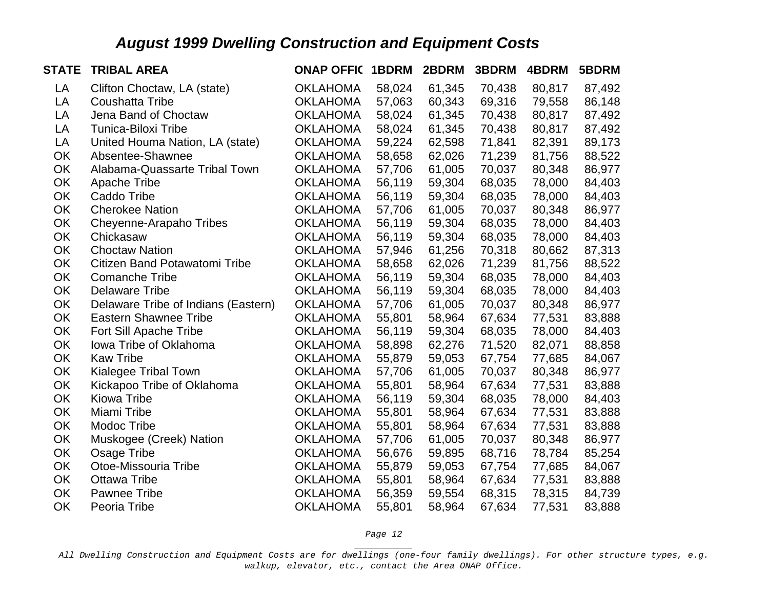## August 1999 Dwelling Construction and Equipment Costs

| STATE | TRIBAL AREA | ONAP OFFIC | 1BDRM | 2BDRM | 3BDRM | 4BDRM | 5BDRM |
|---|---|---|---|---|---|---|---|
| LA | Clifton Choctaw, LA (state) | OKLAHOMA | 58,024 | 61,345 | 70,438 | 80,817 | 87,492 |
| LA | Coushatta Tribe | OKLAHOMA | 57,063 | 60,343 | 69,316 | 79,558 | 86,148 |
| LA | Jena Band of Choctaw | OKLAHOMA | 58,024 | 61,345 | 70,438 | 80,817 | 87,492 |
| LA | Tunica-Biloxi Tribe | OKLAHOMA | 58,024 | 61,345 | 70,438 | 80,817 | 87,492 |
| LA | United Houma Nation, LA (state) | OKLAHOMA | 59,224 | 62,598 | 71,841 | 82,391 | 89,173 |
| OK | Absentee-Shawnee | OKLAHOMA | 58,658 | 62,026 | 71,239 | 81,756 | 88,522 |
| OK | Alabama-Quassarte Tribal Town | OKLAHOMA | 57,706 | 61,005 | 70,037 | 80,348 | 86,977 |
| OK | Apache Tribe | OKLAHOMA | 56,119 | 59,304 | 68,035 | 78,000 | 84,403 |
| OK | Caddo Tribe | OKLAHOMA | 56,119 | 59,304 | 68,035 | 78,000 | 84,403 |
| OK | Cherokee Nation | OKLAHOMA | 57,706 | 61,005 | 70,037 | 80,348 | 86,977 |
| OK | Cheyenne-Arapaho Tribes | OKLAHOMA | 56,119 | 59,304 | 68,035 | 78,000 | 84,403 |
| OK | Chickasaw | OKLAHOMA | 56,119 | 59,304 | 68,035 | 78,000 | 84,403 |
| OK | Choctaw Nation | OKLAHOMA | 57,946 | 61,256 | 70,318 | 80,662 | 87,313 |
| OK | Citizen Band Potawatomi Tribe | OKLAHOMA | 58,658 | 62,026 | 71,239 | 81,756 | 88,522 |
| OK | Comanche Tribe | OKLAHOMA | 56,119 | 59,304 | 68,035 | 78,000 | 84,403 |
| OK | Delaware Tribe | OKLAHOMA | 56,119 | 59,304 | 68,035 | 78,000 | 84,403 |
| OK | Delaware Tribe of Indians (Eastern) | OKLAHOMA | 57,706 | 61,005 | 70,037 | 80,348 | 86,977 |
| OK | Eastern Shawnee Tribe | OKLAHOMA | 55,801 | 58,964 | 67,634 | 77,531 | 83,888 |
| OK | Fort Sill Apache Tribe | OKLAHOMA | 56,119 | 59,304 | 68,035 | 78,000 | 84,403 |
| OK | Iowa Tribe of Oklahoma | OKLAHOMA | 58,898 | 62,276 | 71,520 | 82,071 | 88,858 |
| OK | Kaw Tribe | OKLAHOMA | 55,879 | 59,053 | 67,754 | 77,685 | 84,067 |
| OK | Kialegee Tribal Town | OKLAHOMA | 57,706 | 61,005 | 70,037 | 80,348 | 86,977 |
| OK | Kickapoo Tribe of Oklahoma | OKLAHOMA | 55,801 | 58,964 | 67,634 | 77,531 | 83,888 |
| OK | Kiowa Tribe | OKLAHOMA | 56,119 | 59,304 | 68,035 | 78,000 | 84,403 |
| OK | Miami Tribe | OKLAHOMA | 55,801 | 58,964 | 67,634 | 77,531 | 83,888 |
| OK | Modoc Tribe | OKLAHOMA | 55,801 | 58,964 | 67,634 | 77,531 | 83,888 |
| OK | Muskogee (Creek) Nation | OKLAHOMA | 57,706 | 61,005 | 70,037 | 80,348 | 86,977 |
| OK | Osage Tribe | OKLAHOMA | 56,676 | 59,895 | 68,716 | 78,784 | 85,254 |
| OK | Otoe-Missouria Tribe | OKLAHOMA | 55,879 | 59,053 | 67,754 | 77,685 | 84,067 |
| OK | Ottawa Tribe | OKLAHOMA | 55,801 | 58,964 | 67,634 | 77,531 | 83,888 |
| OK | Pawnee Tribe | OKLAHOMA | 56,359 | 59,554 | 68,315 | 78,315 | 84,739 |
| OK | Peoria Tribe | OKLAHOMA | 55,801 | 58,964 | 67,634 | 77,531 | 83,888 |

*All Dwelling Construction and Equipment Costs are for dwellings (one-four family dwellings). For other structure types, e.g. walkup, elevator, etc., contact the Area ONAP Office.*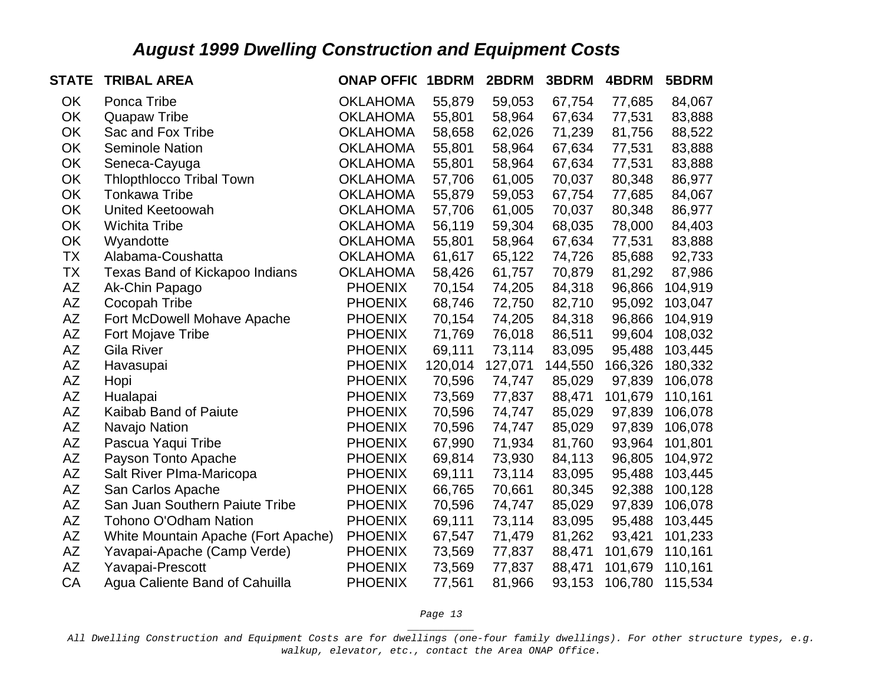## *August 1999 Dwelling Construction and Equipment Costs*

| STATE | TRIBAL AREA | ONAP OFFIC | 1BDRM | 2BDRM | 3BDRM | 4BDRM | 5BDRM |
|---|---|---|---|---|---|---|---|
| OK | Ponca Tribe | OKLAHOMA | 55,879 | 59,053 | 67,754 | 77,685 | 84,067 |
| OK | Quapaw Tribe | OKLAHOMA | 55,801 | 58,964 | 67,634 | 77,531 | 83,888 |
| OK | Sac and Fox Tribe | OKLAHOMA | 58,658 | 62,026 | 71,239 | 81,756 | 88,522 |
| OK | Seminole Nation | OKLAHOMA | 55,801 | 58,964 | 67,634 | 77,531 | 83,888 |
| OK | Seneca-Cayuga | OKLAHOMA | 55,801 | 58,964 | 67,634 | 77,531 | 83,888 |
| OK | Thlopthlocco Tribal Town | OKLAHOMA | 57,706 | 61,005 | 70,037 | 80,348 | 86,977 |
| OK | Tonkawa Tribe | OKLAHOMA | 55,879 | 59,053 | 67,754 | 77,685 | 84,067 |
| OK | United Keetoowah | OKLAHOMA | 57,706 | 61,005 | 70,037 | 80,348 | 86,977 |
| OK | Wichita Tribe | OKLAHOMA | 56,119 | 59,304 | 68,035 | 78,000 | 84,403 |
| OK | Wyandotte | OKLAHOMA | 55,801 | 58,964 | 67,634 | 77,531 | 83,888 |
| TX | Alabama-Coushatta | OKLAHOMA | 61,617 | 65,122 | 74,726 | 85,688 | 92,733 |
| TX | Texas Band of Kickapoo Indians | OKLAHOMA | 58,426 | 61,757 | 70,879 | 81,292 | 87,986 |
| AZ | Ak-Chin Papago | PHOENIX | 70,154 | 74,205 | 84,318 | 96,866 | 104,919 |
| AZ | Cocopah Tribe | PHOENIX | 68,746 | 72,750 | 82,710 | 95,092 | 103,047 |
| AZ | Fort McDowell Mohave Apache | PHOENIX | 70,154 | 74,205 | 84,318 | 96,866 | 104,919 |
| AZ | Fort Mojave Tribe | PHOENIX | 71,769 | 76,018 | 86,511 | 99,604 | 108,032 |
| AZ | Gila River | PHOENIX | 69,111 | 73,114 | 83,095 | 95,488 | 103,445 |
| AZ | Havasupai | PHOENIX | 120,014 | 127,071 | 144,550 | 166,326 | 180,332 |
| AZ | Hopi | PHOENIX | 70,596 | 74,747 | 85,029 | 97,839 | 106,078 |
| AZ | Hualapai | PHOENIX | 73,569 | 77,837 | 88,471 | 101,679 | 110,161 |
| AZ | Kaibab Band of Paiute | PHOENIX | 70,596 | 74,747 | 85,029 | 97,839 | 106,078 |
| AZ | Navajo Nation | PHOENIX | 70,596 | 74,747 | 85,029 | 97,839 | 106,078 |
| AZ | Pascua Yaqui Tribe | PHOENIX | 67,990 | 71,934 | 81,760 | 93,964 | 101,801 |
| AZ | Payson Tonto Apache | PHOENIX | 69,814 | 73,930 | 84,113 | 96,805 | 104,972 |
| AZ | Salt River PIma-Maricopa | PHOENIX | 69,111 | 73,114 | 83,095 | 95,488 | 103,445 |
| AZ | San Carlos Apache | PHOENIX | 66,765 | 70,661 | 80,345 | 92,388 | 100,128 |
| AZ | San Juan Southern Paiute Tribe | PHOENIX | 70,596 | 74,747 | 85,029 | 97,839 | 106,078 |
| AZ | Tohono O'Odham Nation | PHOENIX | 69,111 | 73,114 | 83,095 | 95,488 | 103,445 |
| AZ | White Mountain Apache (Fort Apache) | PHOENIX | 67,547 | 71,479 | 81,262 | 93,421 | 101,233 |
| AZ | Yavapai-Apache (Camp Verde) | PHOENIX | 73,569 | 77,837 | 88,471 | 101,679 | 110,161 |
| AZ | Yavapai-Prescott | PHOENIX | 73,569 | 77,837 | 88,471 | 101,679 | 110,161 |
| CA | Agua Caliente Band of Cahuilla | PHOENIX | 77,561 | 81,966 | 93,153 | 106,780 | 115,534 |

*All Dwelling Construction and Equipment Costs are for dwellings (one-four family dwellings). For other structure types, e.g. walkup, elevator, etc., contact the Area ONAP Office.*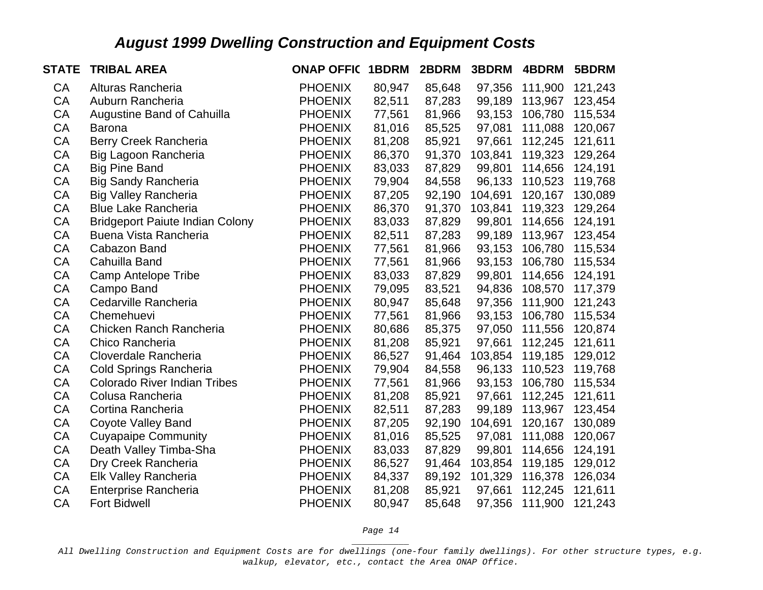## *August 1999 Dwelling Construction and Equipment Costs*

| STATE | TRIBAL AREA | ONAP OFFIC | 1BDRM | 2BDRM | 3BDRM | 4BDRM | 5BDRM |
|---|---|---|---|---|---|---|---|
| CA | Alturas Rancheria | PHOENIX | 80,947 | 85,648 | 97,356 | 111,900 | 121,243 |
| CA | Auburn Rancheria | PHOENIX | 82,511 | 87,283 | 99,189 | 113,967 | 123,454 |
| CA | Augustine Band of Cahuilla | PHOENIX | 77,561 | 81,966 | 93,153 | 106,780 | 115,534 |
| CA | Barona | PHOENIX | 81,016 | 85,525 | 97,081 | 111,088 | 120,067 |
| CA | Berry Creek Rancheria | PHOENIX | 81,208 | 85,921 | 97,661 | 112,245 | 121,611 |
| CA | Big Lagoon Rancheria | PHOENIX | 86,370 | 91,370 | 103,841 | 119,323 | 129,264 |
| CA | Big Pine Band | PHOENIX | 83,033 | 87,829 | 99,801 | 114,656 | 124,191 |
| CA | Big Sandy Rancheria | PHOENIX | 79,904 | 84,558 | 96,133 | 110,523 | 119,768 |
| CA | Big Valley Rancheria | PHOENIX | 87,205 | 92,190 | 104,691 | 120,167 | 130,089 |
| CA | Blue Lake Rancheria | PHOENIX | 86,370 | 91,370 | 103,841 | 119,323 | 129,264 |
| CA | Bridgeport Paiute Indian Colony | PHOENIX | 83,033 | 87,829 | 99,801 | 114,656 | 124,191 |
| CA | Buena Vista Rancheria | PHOENIX | 82,511 | 87,283 | 99,189 | 113,967 | 123,454 |
| CA | Cabazon Band | PHOENIX | 77,561 | 81,966 | 93,153 | 106,780 | 115,534 |
| CA | Cahuilla Band | PHOENIX | 77,561 | 81,966 | 93,153 | 106,780 | 115,534 |
| CA | Camp Antelope Tribe | PHOENIX | 83,033 | 87,829 | 99,801 | 114,656 | 124,191 |
| CA | Campo Band | PHOENIX | 79,095 | 83,521 | 94,836 | 108,570 | 117,379 |
| CA | Cedarville Rancheria | PHOENIX | 80,947 | 85,648 | 97,356 | 111,900 | 121,243 |
| CA | Chemehuevi | PHOENIX | 77,561 | 81,966 | 93,153 | 106,780 | 115,534 |
| CA | Chicken Ranch Rancheria | PHOENIX | 80,686 | 85,375 | 97,050 | 111,556 | 120,874 |
| CA | Chico Rancheria | PHOENIX | 81,208 | 85,921 | 97,661 | 112,245 | 121,611 |
| CA | Cloverdale Rancheria | PHOENIX | 86,527 | 91,464 | 103,854 | 119,185 | 129,012 |
| CA | Cold Springs Rancheria | PHOENIX | 79,904 | 84,558 | 96,133 | 110,523 | 119,768 |
| CA | Colorado River Indian Tribes | PHOENIX | 77,561 | 81,966 | 93,153 | 106,780 | 115,534 |
| CA | Colusa Rancheria | PHOENIX | 81,208 | 85,921 | 97,661 | 112,245 | 121,611 |
| CA | Cortina Rancheria | PHOENIX | 82,511 | 87,283 | 99,189 | 113,967 | 123,454 |
| CA | Coyote Valley Band | PHOENIX | 87,205 | 92,190 | 104,691 | 120,167 | 130,089 |
| CA | Cuyapaipe Community | PHOENIX | 81,016 | 85,525 | 97,081 | 111,088 | 120,067 |
| CA | Death Valley Timba-Sha | PHOENIX | 83,033 | 87,829 | 99,801 | 114,656 | 124,191 |
| CA | Dry Creek Rancheria | PHOENIX | 86,527 | 91,464 | 103,854 | 119,185 | 129,012 |
| CA | Elk Valley Rancheria | PHOENIX | 84,337 | 89,192 | 101,329 | 116,378 | 126,034 |
| CA | Enterprise Rancheria | PHOENIX | 81,208 | 85,921 | 97,661 | 112,245 | 121,611 |
| CA | Fort Bidwell | PHOENIX | 80,947 | 85,648 | 97,356 | 111,900 | 121,243 |

*All Dwelling Construction and Equipment Costs are for dwellings (one-four family dwellings). For other structure types, e.g. walkup, elevator, etc., contact the Area ONAP Office.*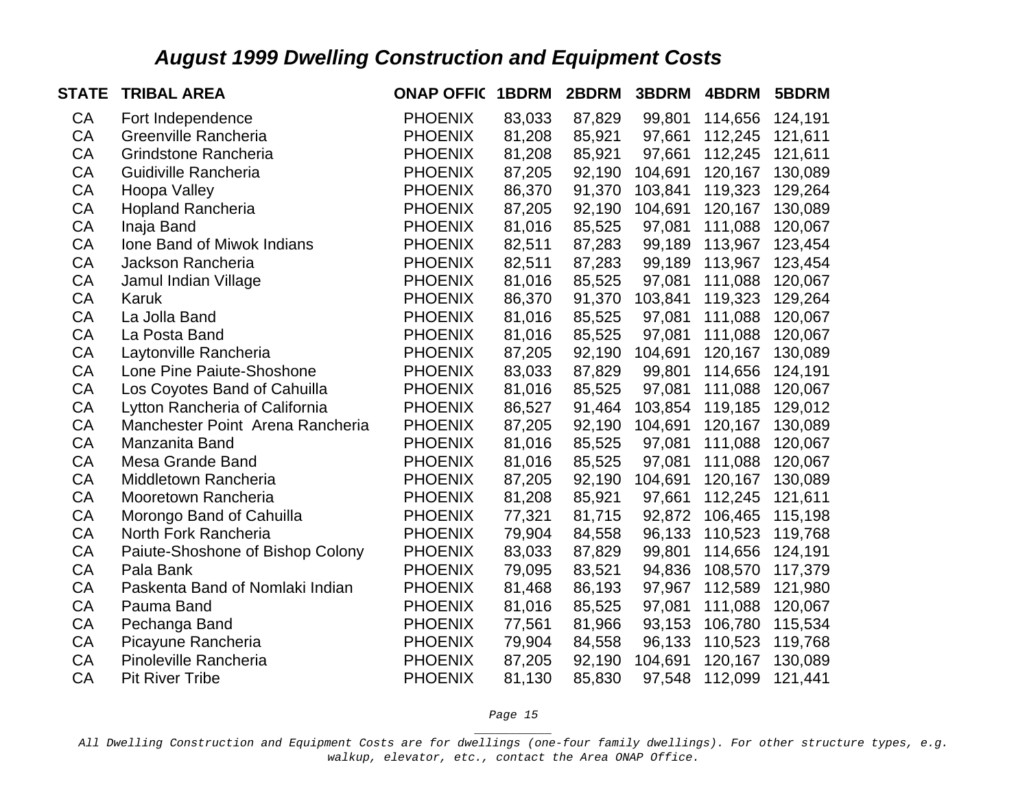## *August 1999 Dwelling Construction and Equipment Costs*

| STATE | TRIBAL AREA | ONAP OFFIC | 1BDRM | 2BDRM | 3BDRM | 4BDRM | 5BDRM |
|---|---|---|---|---|---|---|---|
| CA | Fort Independence | PHOENIX | 83,033 | 87,829 | 99,801 | 114,656 | 124,191 |
| CA | Greenville Rancheria | PHOENIX | 81,208 | 85,921 | 97,661 | 112,245 | 121,611 |
| CA | Grindstone Rancheria | PHOENIX | 81,208 | 85,921 | 97,661 | 112,245 | 121,611 |
| CA | Guidiville Rancheria | PHOENIX | 87,205 | 92,190 | 104,691 | 120,167 | 130,089 |
| CA | Hoopa Valley | PHOENIX | 86,370 | 91,370 | 103,841 | 119,323 | 129,264 |
| CA | Hopland Rancheria | PHOENIX | 87,205 | 92,190 | 104,691 | 120,167 | 130,089 |
| CA | Inaja Band | PHOENIX | 81,016 | 85,525 | 97,081 | 111,088 | 120,067 |
| CA | Ione Band of Miwok Indians | PHOENIX | 82,511 | 87,283 | 99,189 | 113,967 | 123,454 |
| CA | Jackson Rancheria | PHOENIX | 82,511 | 87,283 | 99,189 | 113,967 | 123,454 |
| CA | Jamul Indian Village | PHOENIX | 81,016 | 85,525 | 97,081 | 111,088 | 120,067 |
| CA | Karuk | PHOENIX | 86,370 | 91,370 | 103,841 | 119,323 | 129,264 |
| CA | La Jolla Band | PHOENIX | 81,016 | 85,525 | 97,081 | 111,088 | 120,067 |
| CA | La Posta Band | PHOENIX | 81,016 | 85,525 | 97,081 | 111,088 | 120,067 |
| CA | Laytonville Rancheria | PHOENIX | 87,205 | 92,190 | 104,691 | 120,167 | 130,089 |
| CA | Lone Pine Paiute-Shoshone | PHOENIX | 83,033 | 87,829 | 99,801 | 114,656 | 124,191 |
| CA | Los Coyotes Band of Cahuilla | PHOENIX | 81,016 | 85,525 | 97,081 | 111,088 | 120,067 |
| CA | Lytton Rancheria of California | PHOENIX | 86,527 | 91,464 | 103,854 | 119,185 | 129,012 |
| CA | Manchester Point Arena Rancheria | PHOENIX | 87,205 | 92,190 | 104,691 | 120,167 | 130,089 |
| CA | Manzanita Band | PHOENIX | 81,016 | 85,525 | 97,081 | 111,088 | 120,067 |
| CA | Mesa Grande Band | PHOENIX | 81,016 | 85,525 | 97,081 | 111,088 | 120,067 |
| CA | Middletown Rancheria | PHOENIX | 87,205 | 92,190 | 104,691 | 120,167 | 130,089 |
| CA | Mooretown Rancheria | PHOENIX | 81,208 | 85,921 | 97,661 | 112,245 | 121,611 |
| CA | Morongo Band of Cahuilla | PHOENIX | 77,321 | 81,715 | 92,872 | 106,465 | 115,198 |
| CA | North Fork Rancheria | PHOENIX | 79,904 | 84,558 | 96,133 | 110,523 | 119,768 |
| CA | Paiute-Shoshone of Bishop Colony | PHOENIX | 83,033 | 87,829 | 99,801 | 114,656 | 124,191 |
| CA | Pala Bank | PHOENIX | 79,095 | 83,521 | 94,836 | 108,570 | 117,379 |
| CA | Paskenta Band of Nomlaki Indian | PHOENIX | 81,468 | 86,193 | 97,967 | 112,589 | 121,980 |
| CA | Pauma Band | PHOENIX | 81,016 | 85,525 | 97,081 | 111,088 | 120,067 |
| CA | Pechanga Band | PHOENIX | 77,561 | 81,966 | 93,153 | 106,780 | 115,534 |
| CA | Picayune Rancheria | PHOENIX | 79,904 | 84,558 | 96,133 | 110,523 | 119,768 |
| CA | Pinoleville Rancheria | PHOENIX | 87,205 | 92,190 | 104,691 | 120,167 | 130,089 |
| CA | Pit River Tribe | PHOENIX | 81,130 | 85,830 | 97,548 | 112,099 | 121,441 |

*All Dwelling Construction and Equipment Costs are for dwellings (one-four family dwellings). For other structure types, e.g. walkup, elevator, etc., contact the Area ONAP Office.*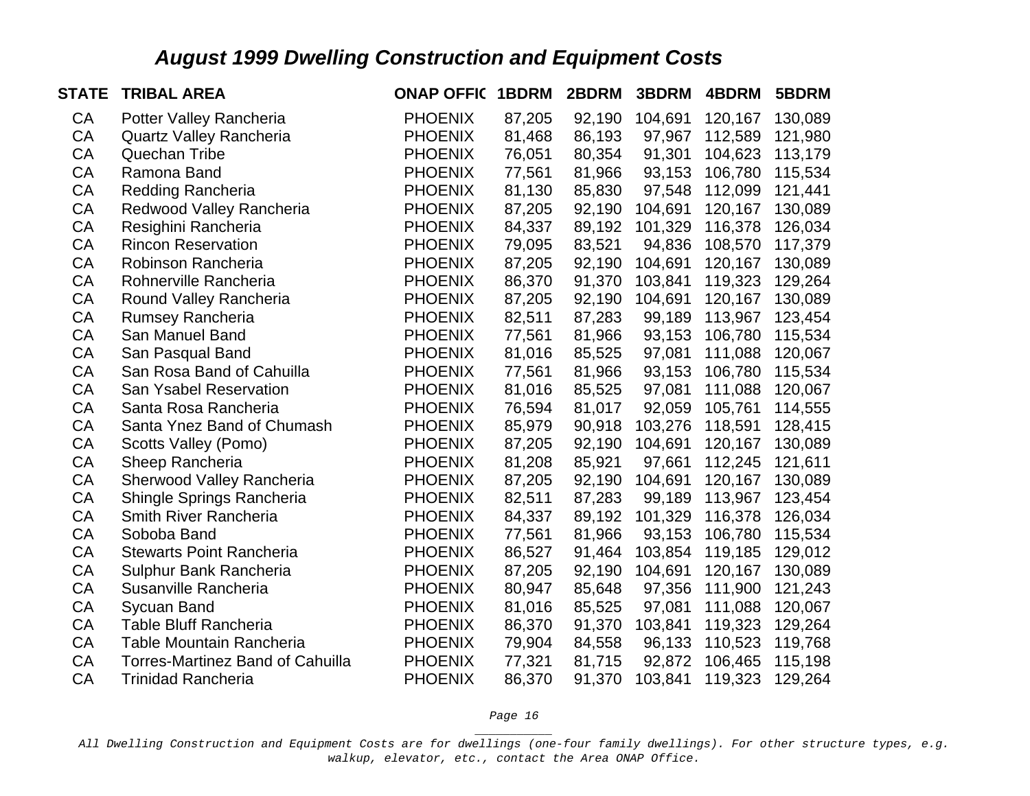## *August 1999 Dwelling Construction and Equipment Costs*

| STATE | TRIBAL AREA | ONAP OFFIC | 1BDRM | 2BDRM | 3BDRM | 4BDRM | 5BDRM |
|---|---|---|---|---|---|---|---|
| CA | Potter Valley Rancheria | PHOENIX | 87,205 | 92,190 | 104,691 | 120,167 | 130,089 |
| CA | Quartz Valley Rancheria | PHOENIX | 81,468 | 86,193 | 97,967 | 112,589 | 121,980 |
| CA | Quechan Tribe | PHOENIX | 76,051 | 80,354 | 91,301 | 104,623 | 113,179 |
| CA | Ramona Band | PHOENIX | 77,561 | 81,966 | 93,153 | 106,780 | 115,534 |
| CA | Redding Rancheria | PHOENIX | 81,130 | 85,830 | 97,548 | 112,099 | 121,441 |
| CA | Redwood Valley Rancheria | PHOENIX | 87,205 | 92,190 | 104,691 | 120,167 | 130,089 |
| CA | Resighini Rancheria | PHOENIX | 84,337 | 89,192 | 101,329 | 116,378 | 126,034 |
| CA | Rincon Reservation | PHOENIX | 79,095 | 83,521 | 94,836 | 108,570 | 117,379 |
| CA | Robinson Rancheria | PHOENIX | 87,205 | 92,190 | 104,691 | 120,167 | 130,089 |
| CA | Rohnerville Rancheria | PHOENIX | 86,370 | 91,370 | 103,841 | 119,323 | 129,264 |
| CA | Round Valley Rancheria | PHOENIX | 87,205 | 92,190 | 104,691 | 120,167 | 130,089 |
| CA | Rumsey Rancheria | PHOENIX | 82,511 | 87,283 | 99,189 | 113,967 | 123,454 |
| CA | San Manuel Band | PHOENIX | 77,561 | 81,966 | 93,153 | 106,780 | 115,534 |
| CA | San Pasqual Band | PHOENIX | 81,016 | 85,525 | 97,081 | 111,088 | 120,067 |
| CA | San Rosa Band of Cahuilla | PHOENIX | 77,561 | 81,966 | 93,153 | 106,780 | 115,534 |
| CA | San Ysabel Reservation | PHOENIX | 81,016 | 85,525 | 97,081 | 111,088 | 120,067 |
| CA | Santa Rosa Rancheria | PHOENIX | 76,594 | 81,017 | 92,059 | 105,761 | 114,555 |
| CA | Santa Ynez Band of Chumash | PHOENIX | 85,979 | 90,918 | 103,276 | 118,591 | 128,415 |
| CA | Scotts Valley (Pomo) | PHOENIX | 87,205 | 92,190 | 104,691 | 120,167 | 130,089 |
| CA | Sheep Rancheria | PHOENIX | 81,208 | 85,921 | 97,661 | 112,245 | 121,611 |
| CA | Sherwood Valley Rancheria | PHOENIX | 87,205 | 92,190 | 104,691 | 120,167 | 130,089 |
| CA | Shingle Springs Rancheria | PHOENIX | 82,511 | 87,283 | 99,189 | 113,967 | 123,454 |
| CA | Smith River Rancheria | PHOENIX | 84,337 | 89,192 | 101,329 | 116,378 | 126,034 |
| CA | Soboba Band | PHOENIX | 77,561 | 81,966 | 93,153 | 106,780 | 115,534 |
| CA | Stewarts Point Rancheria | PHOENIX | 86,527 | 91,464 | 103,854 | 119,185 | 129,012 |
| CA | Sulphur Bank Rancheria | PHOENIX | 87,205 | 92,190 | 104,691 | 120,167 | 130,089 |
| CA | Susanville Rancheria | PHOENIX | 80,947 | 85,648 | 97,356 | 111,900 | 121,243 |
| CA | Sycuan Band | PHOENIX | 81,016 | 85,525 | 97,081 | 111,088 | 120,067 |
| CA | Table Bluff Rancheria | PHOENIX | 86,370 | 91,370 | 103,841 | 119,323 | 129,264 |
| CA | Table Mountain Rancheria | PHOENIX | 79,904 | 84,558 | 96,133 | 110,523 | 119,768 |
| CA | Torres-Martinez Band of Cahuilla | PHOENIX | 77,321 | 81,715 | 92,872 | 106,465 | 115,198 |
| CA | Trinidad Rancheria | PHOENIX | 86,370 | 91,370 | 103,841 | 119,323 | 129,264 |

*All Dwelling Construction and Equipment Costs are for dwellings (one-four family dwellings). For other structure types, e.g. walkup, elevator, etc., contact the Area ONAP Office.*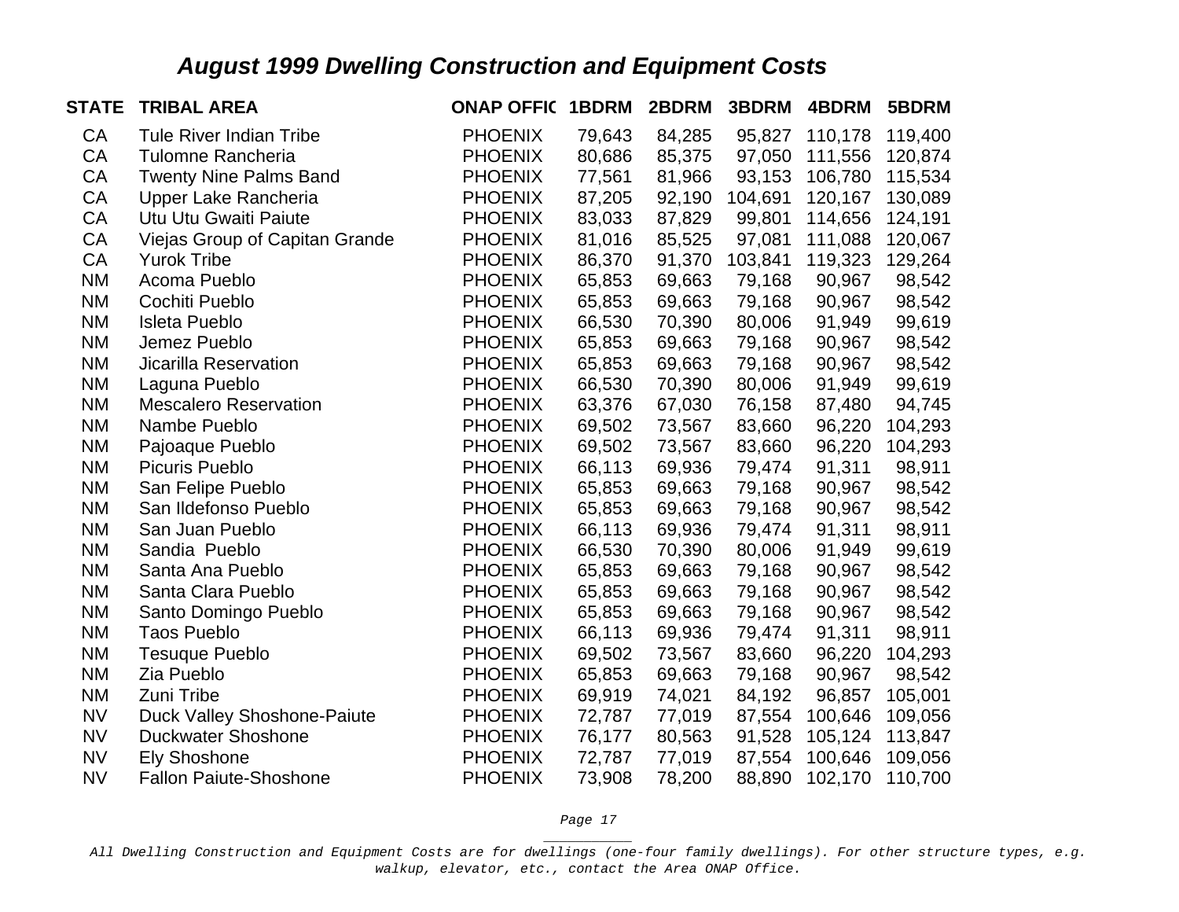## *August 1999 Dwelling Construction and Equipment Costs*

| STATE | TRIBAL AREA | ONAP OFFIC | 1BDRM | 2BDRM | 3BDRM | 4BDRM | 5BDRM |
|---|---|---|---|---|---|---|---|
| CA | Tule River Indian Tribe | PHOENIX | 79,643 | 84,285 | 95,827 | 110,178 | 119,400 |
| CA | Tulomne Rancheria | PHOENIX | 80,686 | 85,375 | 97,050 | 111,556 | 120,874 |
| CA | Twenty Nine Palms Band | PHOENIX | 77,561 | 81,966 | 93,153 | 106,780 | 115,534 |
| CA | Upper Lake Rancheria | PHOENIX | 87,205 | 92,190 | 104,691 | 120,167 | 130,089 |
| CA | Utu Utu Gwaiti Paiute | PHOENIX | 83,033 | 87,829 | 99,801 | 114,656 | 124,191 |
| CA | Viejas Group of Capitan Grande | PHOENIX | 81,016 | 85,525 | 97,081 | 111,088 | 120,067 |
| CA | Yurok Tribe | PHOENIX | 86,370 | 91,370 | 103,841 | 119,323 | 129,264 |
| NM | Acoma Pueblo | PHOENIX | 65,853 | 69,663 | 79,168 | 90,967 | 98,542 |
| NM | Cochiti Pueblo | PHOENIX | 65,853 | 69,663 | 79,168 | 90,967 | 98,542 |
| NM | Isleta Pueblo | PHOENIX | 66,530 | 70,390 | 80,006 | 91,949 | 99,619 |
| NM | Jemez Pueblo | PHOENIX | 65,853 | 69,663 | 79,168 | 90,967 | 98,542 |
| NM | Jicarilla Reservation | PHOENIX | 65,853 | 69,663 | 79,168 | 90,967 | 98,542 |
| NM | Laguna Pueblo | PHOENIX | 66,530 | 70,390 | 80,006 | 91,949 | 99,619 |
| NM | Mescalero Reservation | PHOENIX | 63,376 | 67,030 | 76,158 | 87,480 | 94,745 |
| NM | Nambe Pueblo | PHOENIX | 69,502 | 73,567 | 83,660 | 96,220 | 104,293 |
| NM | Pajoaque Pueblo | PHOENIX | 69,502 | 73,567 | 83,660 | 96,220 | 104,293 |
| NM | Picuris Pueblo | PHOENIX | 66,113 | 69,936 | 79,474 | 91,311 | 98,911 |
| NM | San Felipe Pueblo | PHOENIX | 65,853 | 69,663 | 79,168 | 90,967 | 98,542 |
| NM | San Ildefonso Pueblo | PHOENIX | 65,853 | 69,663 | 79,168 | 90,967 | 98,542 |
| NM | San Juan Pueblo | PHOENIX | 66,113 | 69,936 | 79,474 | 91,311 | 98,911 |
| NM | Sandia Pueblo | PHOENIX | 66,530 | 70,390 | 80,006 | 91,949 | 99,619 |
| NM | Santa Ana Pueblo | PHOENIX | 65,853 | 69,663 | 79,168 | 90,967 | 98,542 |
| NM | Santa Clara Pueblo | PHOENIX | 65,853 | 69,663 | 79,168 | 90,967 | 98,542 |
| NM | Santo Domingo Pueblo | PHOENIX | 65,853 | 69,663 | 79,168 | 90,967 | 98,542 |
| NM | Taos Pueblo | PHOENIX | 66,113 | 69,936 | 79,474 | 91,311 | 98,911 |
| NM | Tesuque Pueblo | PHOENIX | 69,502 | 73,567 | 83,660 | 96,220 | 104,293 |
| NM | Zia Pueblo | PHOENIX | 65,853 | 69,663 | 79,168 | 90,967 | 98,542 |
| NM | Zuni Tribe | PHOENIX | 69,919 | 74,021 | 84,192 | 96,857 | 105,001 |
| NV | Duck Valley Shoshone-Paiute | PHOENIX | 72,787 | 77,019 | 87,554 | 100,646 | 109,056 |
| NV | Duckwater Shoshone | PHOENIX | 76,177 | 80,563 | 91,528 | 105,124 | 113,847 |
| NV | Ely Shoshone | PHOENIX | 72,787 | 77,019 | 87,554 | 100,646 | 109,056 |
| NV | Fallon Paiute-Shoshone | PHOENIX | 73,908 | 78,200 | 88,890 | 102,170 | 110,700 |

*All Dwelling Construction and Equipment Costs are for dwellings (one-four family dwellings). For other structure types, e.g. walkup, elevator, etc., contact the Area ONAP Office.*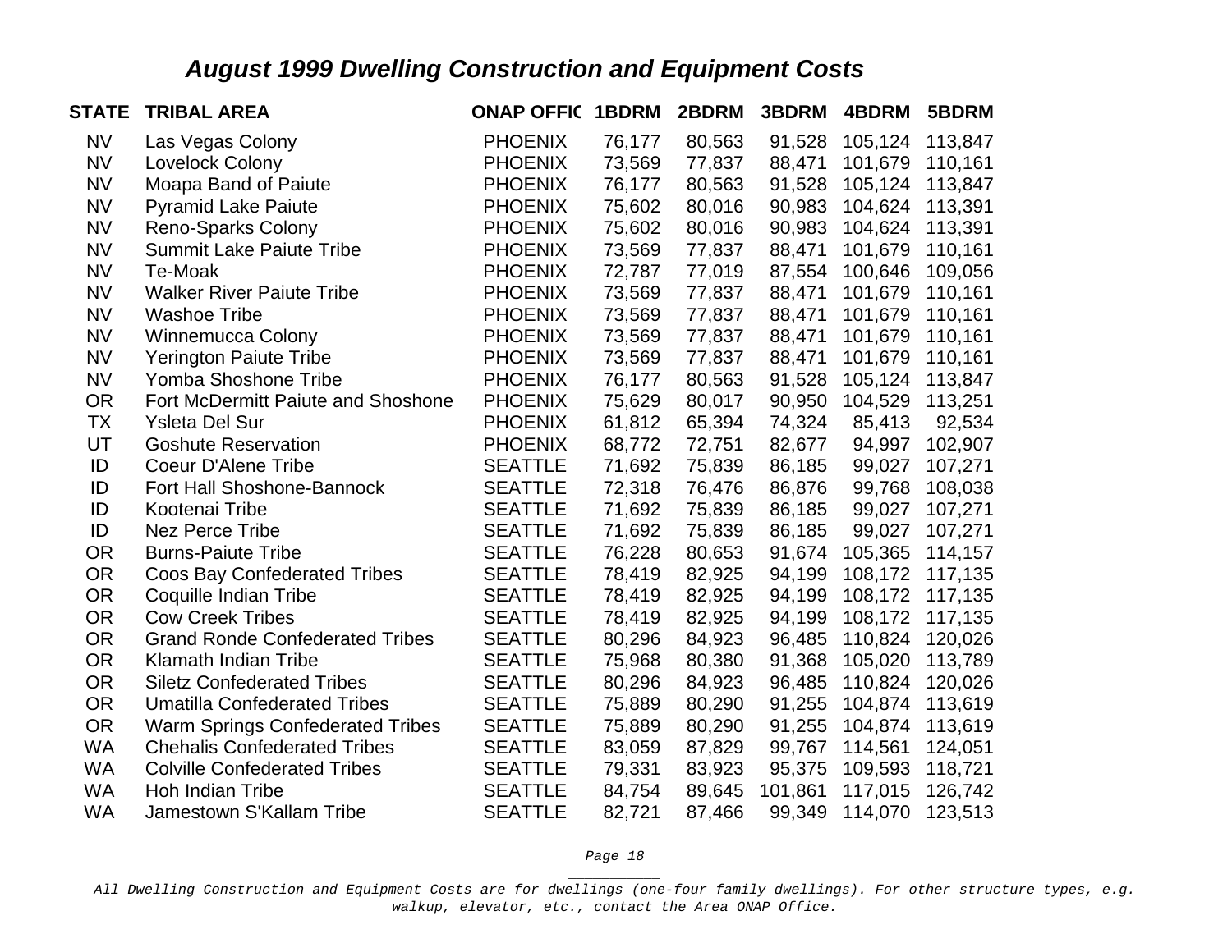## *August 1999 Dwelling Construction and Equipment Costs*

| STATE | TRIBAL AREA | ONAP OFFIC | 1BDRM | 2BDRM | 3BDRM | 4BDRM | 5BDRM |
|---|---|---|---|---|---|---|---|
| NV | Las Vegas Colony | PHOENIX | 76,177 | 80,563 | 91,528 | 105,124 | 113,847 |
| NV | Lovelock Colony | PHOENIX | 73,569 | 77,837 | 88,471 | 101,679 | 110,161 |
| NV | Moapa Band of Paiute | PHOENIX | 76,177 | 80,563 | 91,528 | 105,124 | 113,847 |
| NV | Pyramid Lake Paiute | PHOENIX | 75,602 | 80,016 | 90,983 | 104,624 | 113,391 |
| NV | Reno-Sparks Colony | PHOENIX | 75,602 | 80,016 | 90,983 | 104,624 | 113,391 |
| NV | Summit Lake Paiute Tribe | PHOENIX | 73,569 | 77,837 | 88,471 | 101,679 | 110,161 |
| NV | Te-Moak | PHOENIX | 72,787 | 77,019 | 87,554 | 100,646 | 109,056 |
| NV | Walker River Paiute Tribe | PHOENIX | 73,569 | 77,837 | 88,471 | 101,679 | 110,161 |
| NV | Washoe Tribe | PHOENIX | 73,569 | 77,837 | 88,471 | 101,679 | 110,161 |
| NV | Winnemucca Colony | PHOENIX | 73,569 | 77,837 | 88,471 | 101,679 | 110,161 |
| NV | Yerington Paiute Tribe | PHOENIX | 73,569 | 77,837 | 88,471 | 101,679 | 110,161 |
| NV | Yomba Shoshone Tribe | PHOENIX | 76,177 | 80,563 | 91,528 | 105,124 | 113,847 |
| OR | Fort McDermitt Paiute and Shoshone | PHOENIX | 75,629 | 80,017 | 90,950 | 104,529 | 113,251 |
| TX | Ysleta Del Sur | PHOENIX | 61,812 | 65,394 | 74,324 | 85,413 | 92,534 |
| UT | Goshute Reservation | PHOENIX | 68,772 | 72,751 | 82,677 | 94,997 | 102,907 |
| ID | Coeur D'Alene Tribe | SEATTLE | 71,692 | 75,839 | 86,185 | 99,027 | 107,271 |
| ID | Fort Hall Shoshone-Bannock | SEATTLE | 72,318 | 76,476 | 86,876 | 99,768 | 108,038 |
| ID | Kootenai Tribe | SEATTLE | 71,692 | 75,839 | 86,185 | 99,027 | 107,271 |
| ID | Nez Perce Tribe | SEATTLE | 71,692 | 75,839 | 86,185 | 99,027 | 107,271 |
| OR | Burns-Paiute Tribe | SEATTLE | 76,228 | 80,653 | 91,674 | 105,365 | 114,157 |
| OR | Coos Bay Confederated Tribes | SEATTLE | 78,419 | 82,925 | 94,199 | 108,172 | 117,135 |
| OR | Coquille Indian Tribe | SEATTLE | 78,419 | 82,925 | 94,199 | 108,172 | 117,135 |
| OR | Cow Creek Tribes | SEATTLE | 78,419 | 82,925 | 94,199 | 108,172 | 117,135 |
| OR | Grand Ronde Confederated Tribes | SEATTLE | 80,296 | 84,923 | 96,485 | 110,824 | 120,026 |
| OR | Klamath Indian Tribe | SEATTLE | 75,968 | 80,380 | 91,368 | 105,020 | 113,789 |
| OR | Siletz Confederated Tribes | SEATTLE | 80,296 | 84,923 | 96,485 | 110,824 | 120,026 |
| OR | Umatilla Confederated Tribes | SEATTLE | 75,889 | 80,290 | 91,255 | 104,874 | 113,619 |
| OR | Warm Springs Confederated Tribes | SEATTLE | 75,889 | 80,290 | 91,255 | 104,874 | 113,619 |
| WA | Chehalis Confederated Tribes | SEATTLE | 83,059 | 87,829 | 99,767 | 114,561 | 124,051 |
| WA | Colville Confederated Tribes | SEATTLE | 79,331 | 83,923 | 95,375 | 109,593 | 118,721 |
| WA | Hoh Indian Tribe | SEATTLE | 84,754 | 89,645 | 101,861 | 117,015 | 126,742 |
| WA | Jamestown S'Kallam Tribe | SEATTLE | 82,721 | 87,466 | 99,349 | 114,070 | 123,513 |

*All Dwelling Construction and Equipment Costs are for dwellings (one-four family dwellings). For other structure types, e.g. walkup, elevator, etc., contact the Area ONAP Office.*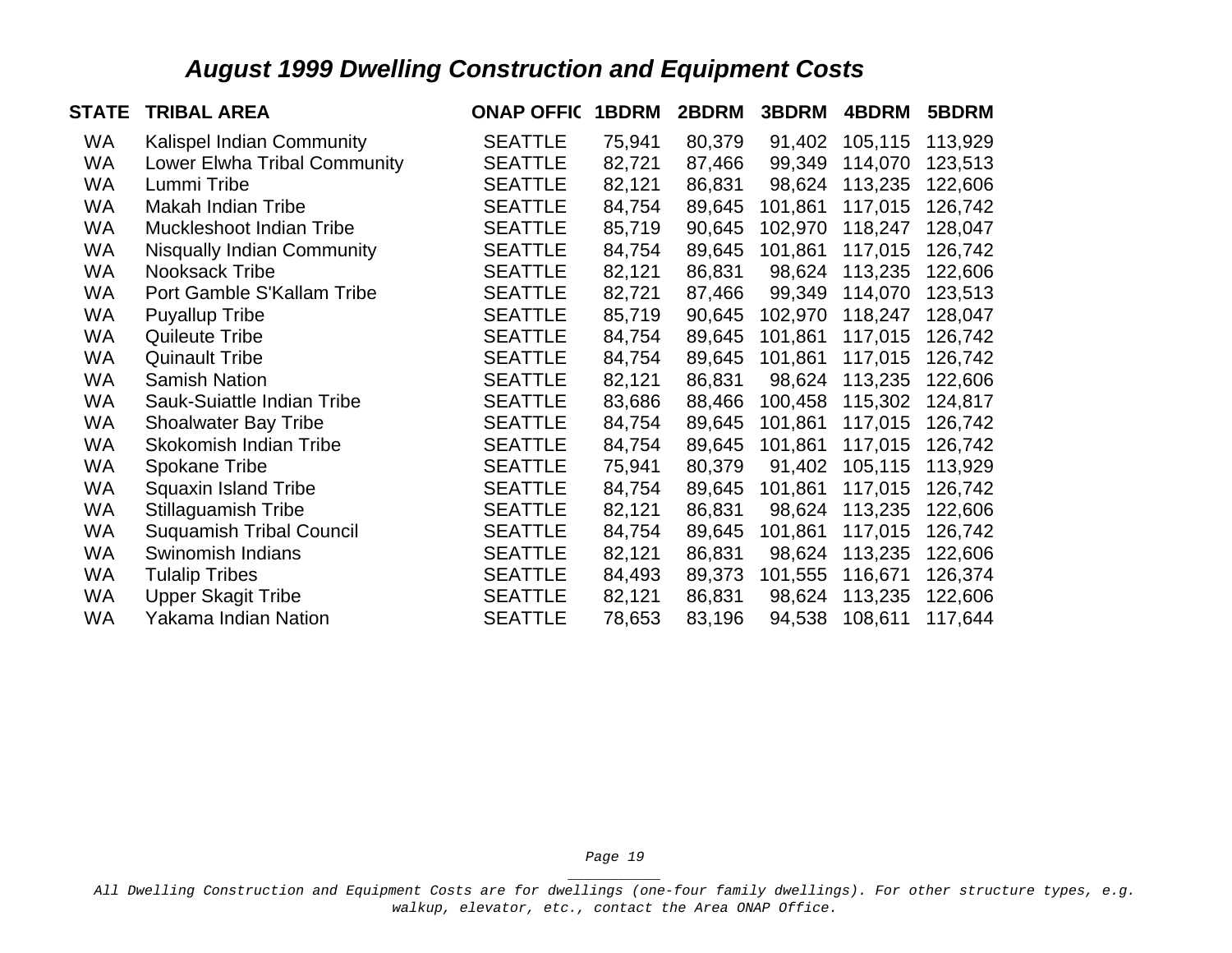## *August 1999 Dwelling Construction and Equipment Costs*

| STATE | TRIBAL AREA | ONAP OFFIC | 1BDRM | 2BDRM | 3BDRM | 4BDRM | 5BDRM |
|---|---|---|---|---|---|---|---|
| WA | Kalispel Indian Community | SEATTLE | 75,941 | 80,379 | 91,402 | 105,115 | 113,929 |
| WA | Lower Elwha Tribal Community | SEATTLE | 82,721 | 87,466 | 99,349 | 114,070 | 123,513 |
| WA | Lummi Tribe | SEATTLE | 82,121 | 86,831 | 98,624 | 113,235 | 122,606 |
| WA | Makah Indian Tribe | SEATTLE | 84,754 | 89,645 | 101,861 | 117,015 | 126,742 |
| WA | Muckleshoot Indian Tribe | SEATTLE | 85,719 | 90,645 | 102,970 | 118,247 | 128,047 |
| WA | Nisqually Indian Community | SEATTLE | 84,754 | 89,645 | 101,861 | 117,015 | 126,742 |
| WA | Nooksack Tribe | SEATTLE | 82,121 | 86,831 | 98,624 | 113,235 | 122,606 |
| WA | Port Gamble S'Kallam Tribe | SEATTLE | 82,721 | 87,466 | 99,349 | 114,070 | 123,513 |
| WA | Puyallup Tribe | SEATTLE | 85,719 | 90,645 | 102,970 | 118,247 | 128,047 |
| WA | Quileute Tribe | SEATTLE | 84,754 | 89,645 | 101,861 | 117,015 | 126,742 |
| WA | Quinault Tribe | SEATTLE | 84,754 | 89,645 | 101,861 | 117,015 | 126,742 |
| WA | Samish Nation | SEATTLE | 82,121 | 86,831 | 98,624 | 113,235 | 122,606 |
| WA | Sauk-Suiattle Indian Tribe | SEATTLE | 83,686 | 88,466 | 100,458 | 115,302 | 124,817 |
| WA | Shoalwater Bay Tribe | SEATTLE | 84,754 | 89,645 | 101,861 | 117,015 | 126,742 |
| WA | Skokomish Indian Tribe | SEATTLE | 84,754 | 89,645 | 101,861 | 117,015 | 126,742 |
| WA | Spokane Tribe | SEATTLE | 75,941 | 80,379 | 91,402 | 105,115 | 113,929 |
| WA | Squaxin Island Tribe | SEATTLE | 84,754 | 89,645 | 101,861 | 117,015 | 126,742 |
| WA | Stillaguamish Tribe | SEATTLE | 82,121 | 86,831 | 98,624 | 113,235 | 122,606 |
| WA | Suquamish Tribal Council | SEATTLE | 84,754 | 89,645 | 101,861 | 117,015 | 126,742 |
| WA | Swinomish Indians | SEATTLE | 82,121 | 86,831 | 98,624 | 113,235 | 122,606 |
| WA | Tulalip Tribes | SEATTLE | 84,493 | 89,373 | 101,555 | 116,671 | 126,374 |
| WA | Upper Skagit Tribe | SEATTLE | 82,121 | 86,831 | 98,624 | 113,235 | 122,606 |
| WA | Yakama Indian Nation | SEATTLE | 78,653 | 83,196 | 94,538 | 108,611 | 117,644 |

*All Dwelling Construction and Equipment Costs are for dwellings (one-four family dwellings). For other structure types, e.g. walkup, elevator, etc., contact the Area ONAP Office.*